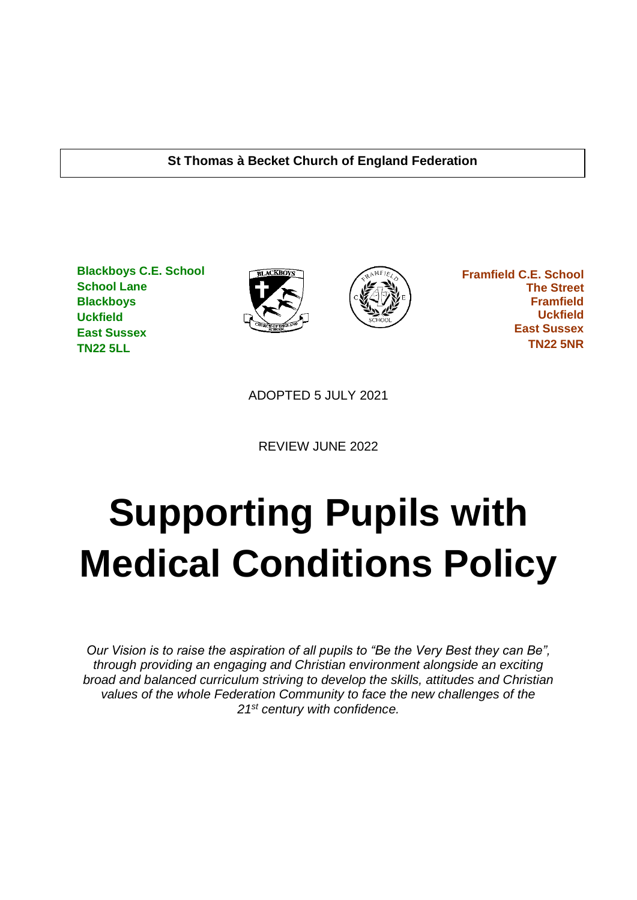**St Thomas à Becket Church of England Federation**

**Blackboys C.E. School**
**School Lane**
**Blackboys**
**Uckfield**
**East Sussex**
**TN22 5LL**

**Framfield C.E. School**
**The Street**
**Framfield**
**Uckfield**
**East Sussex**
**TN22 5NR**

ADOPTED 5 JULY 2021

REVIEW JUNE 2022

# Supporting Pupils with Medical Conditions Policy

*Our Vision is to raise the aspiration of all pupils to "Be the Very Best they can Be", through providing an engaging and Christian environment alongside an exciting broad and balanced curriculum striving to develop the skills, attitudes and Christian values of the whole Federation Community to face the new challenges of the 21st century with confidence.*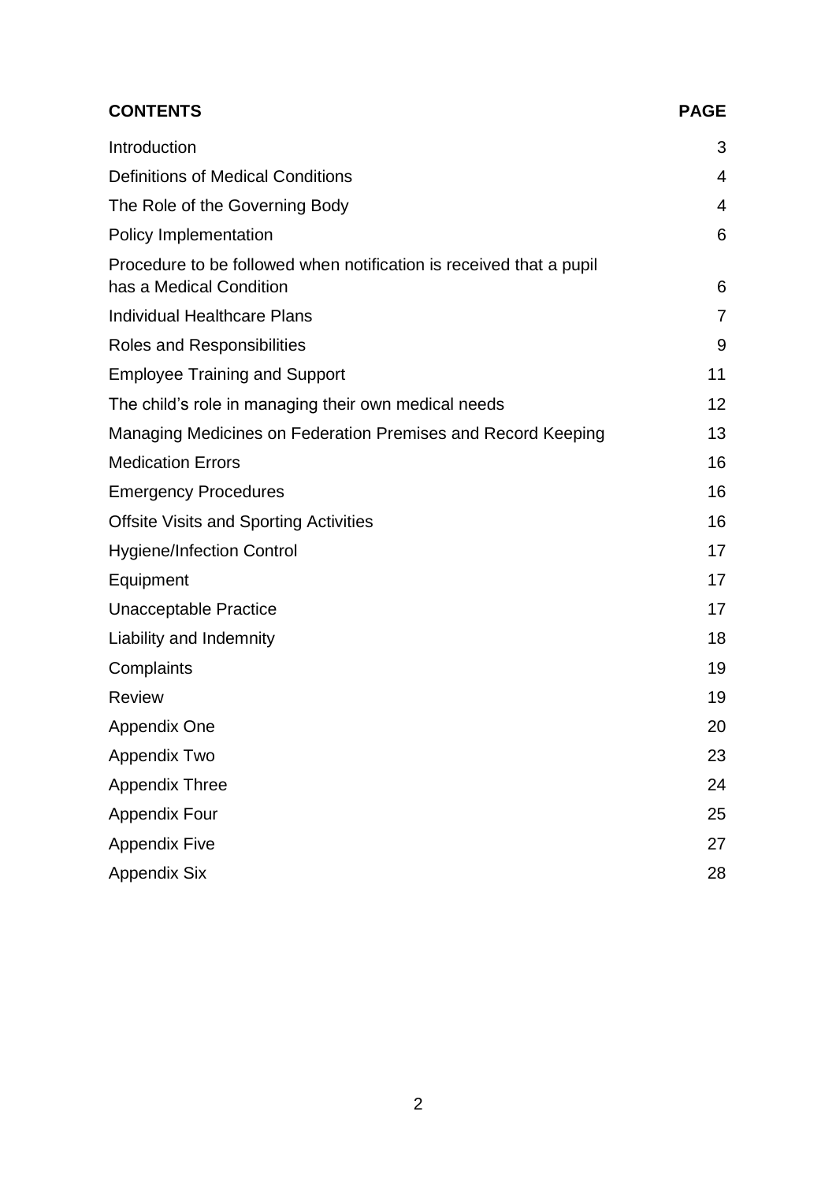| **CONTENTS** | **PAGE** |
| --- | --- |
| Introduction | 3 |
| Definitions of Medical Conditions | 4 |
| The Role of the Governing Body | 4 |
| Policy Implementation | 6 |
| Procedure to be followed when notification is received that a pupil has a Medical Condition | 6 |
| Individual Healthcare Plans | 7 |
| Roles and Responsibilities | 9 |
| Employee Training and Support | 11 |
| The child's role in managing their own medical needs | 12 |
| Managing Medicines on Federation Premises and Record Keeping | 13 |
| Medication Errors | 16 |
| Emergency Procedures | 16 |
| Offsite Visits and Sporting Activities | 16 |
| Hygiene/Infection Control | 17 |
| Equipment | 17 |
| Unacceptable Practice | 17 |
| Liability and Indemnity | 18 |
| Complaints | 19 |
| Review | 19 |
| Appendix One | 20 |
| Appendix Two | 23 |
| Appendix Three | 24 |
| Appendix Four | 25 |
| Appendix Five | 27 |
| Appendix Six | 28 |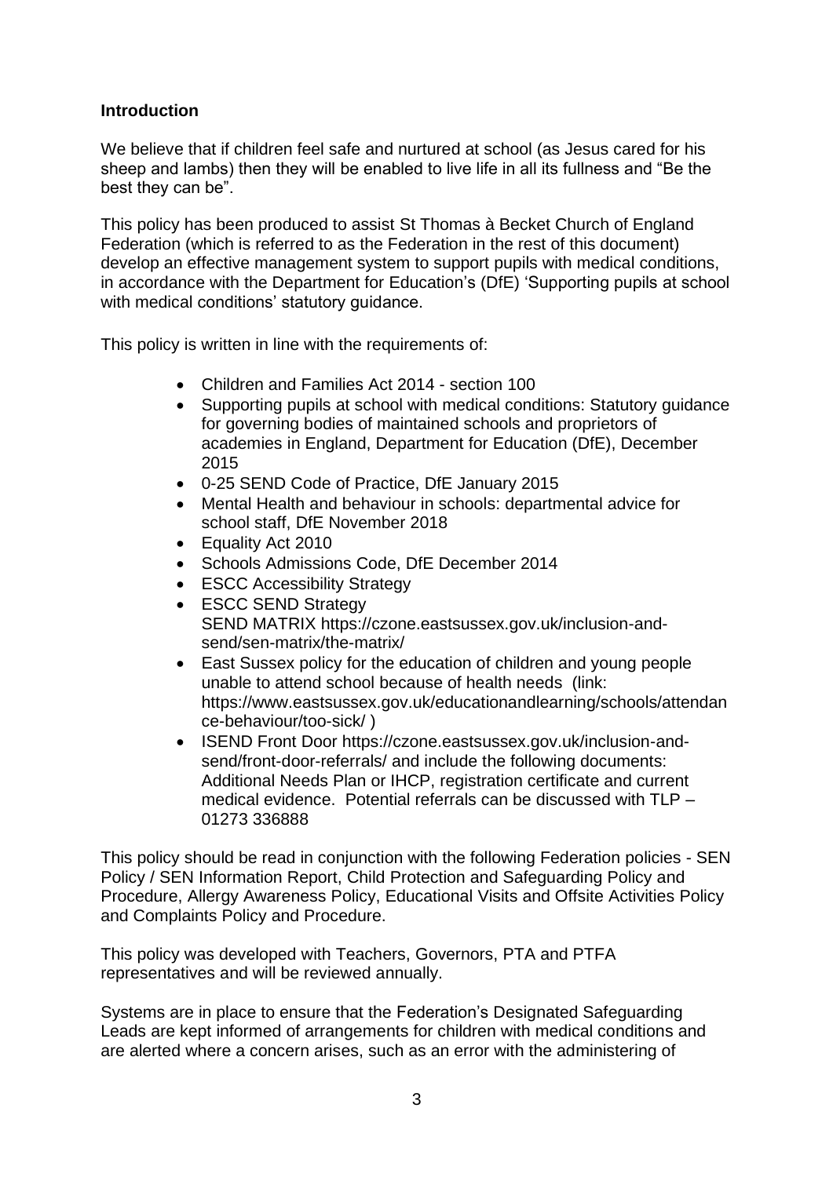## Introduction

We believe that if children feel safe and nurtured at school (as Jesus cared for his sheep and lambs) then they will be enabled to live life in all its fullness and "Be the best they can be".

This policy has been produced to assist St Thomas à Becket Church of England Federation (which is referred to as the Federation in the rest of this document) develop an effective management system to support pupils with medical conditions, in accordance with the Department for Education's (DfE) 'Supporting pupils at school with medical conditions' statutory guidance.

This policy is written in line with the requirements of:

- Children and Families Act 2014 - section 100
- Supporting pupils at school with medical conditions: Statutory guidance for governing bodies of maintained schools and proprietors of academies in England, Department for Education (DfE), December 2015
- 0-25 SEND Code of Practice, DfE January 2015
- Mental Health and behaviour in schools: departmental advice for school staff, DfE November 2018
- Equality Act 2010
- Schools Admissions Code, DfE December 2014
- ESCC Accessibility Strategy
- ESCC SEND Strategy
  SEND MATRIX https://czone.eastsussex.gov.uk/inclusion-and-send/sen-matrix/the-matrix/
- East Sussex policy for the education of children and young people unable to attend school because of health needs (link: https://www.eastsussex.gov.uk/educationandlearning/schools/attendance-behaviour/too-sick/ )
- ISEND Front Door https://czone.eastsussex.gov.uk/inclusion-and-send/front-door-referrals/ and include the following documents: Additional Needs Plan or IHCP, registration certificate and current medical evidence. Potential referrals can be discussed with TLP – 01273 336888

This policy should be read in conjunction with the following Federation policies - SEN Policy / SEN Information Report, Child Protection and Safeguarding Policy and Procedure, Allergy Awareness Policy, Educational Visits and Offsite Activities Policy and Complaints Policy and Procedure.

This policy was developed with Teachers, Governors, PTA and PTFA representatives and will be reviewed annually.

Systems are in place to ensure that the Federation's Designated Safeguarding Leads are kept informed of arrangements for children with medical conditions and are alerted where a concern arises, such as an error with the administering of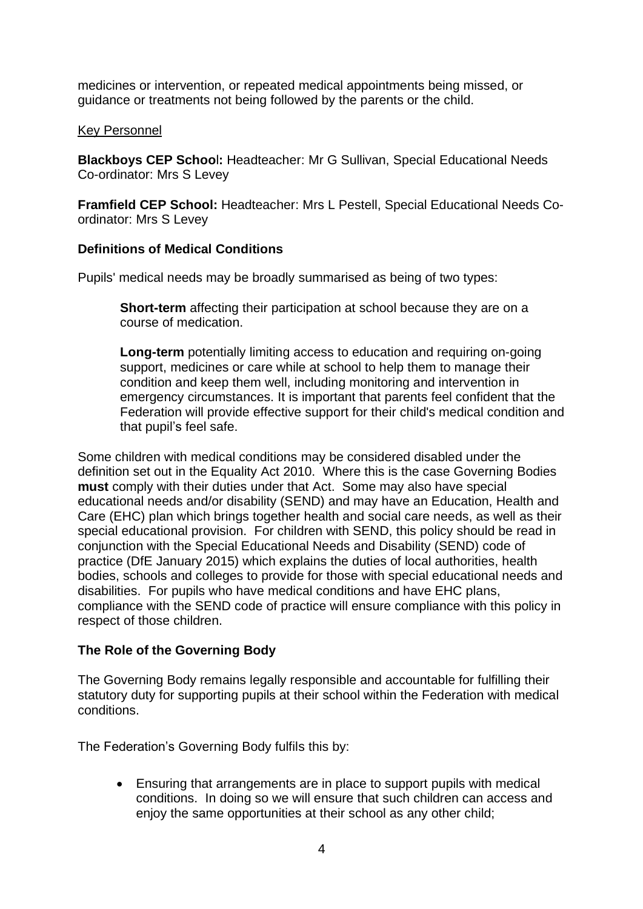medicines or intervention, or repeated medical appointments being missed, or guidance or treatments not being followed by the parents or the child.

Key Personnel

**Blackboys CEP School:** Headteacher: Mr G Sullivan, Special Educational Needs Co-ordinator: Mrs S Levey

**Framfield CEP School:** Headteacher: Mrs L Pestell, Special Educational Needs Co-ordinator: Mrs S Levey

**Definitions of Medical Conditions**

Pupils' medical needs may be broadly summarised as being of two types:

> **Short-term** affecting their participation at school because they are on a course of medication.
>
> **Long-term** potentially limiting access to education and requiring on-going support, medicines or care while at school to help them to manage their condition and keep them well, including monitoring and intervention in emergency circumstances. It is important that parents feel confident that the Federation will provide effective support for their child's medical condition and that pupil's feel safe.

Some children with medical conditions may be considered disabled under the definition set out in the Equality Act 2010. Where this is the case Governing Bodies **must** comply with their duties under that Act. Some may also have special educational needs and/or disability (SEND) and may have an Education, Health and Care (EHC) plan which brings together health and social care needs, as well as their special educational provision. For children with SEND, this policy should be read in conjunction with the Special Educational Needs and Disability (SEND) code of practice (DfE January 2015) which explains the duties of local authorities, health bodies, schools and colleges to provide for those with special educational needs and disabilities. For pupils who have medical conditions and have EHC plans, compliance with the SEND code of practice will ensure compliance with this policy in respect of those children.

**The Role of the Governing Body**

The Governing Body remains legally responsible and accountable for fulfilling their statutory duty for supporting pupils at their school within the Federation with medical conditions.

The Federation's Governing Body fulfils this by:

- Ensuring that arrangements are in place to support pupils with medical conditions. In doing so we will ensure that such children can access and enjoy the same opportunities at their school as any other child;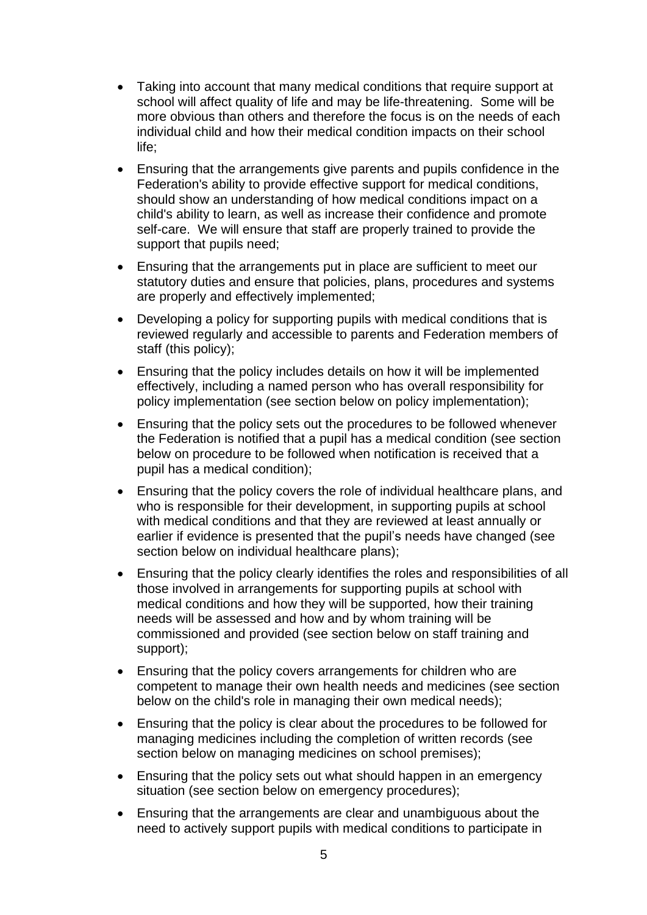- Taking into account that many medical conditions that require support at school will affect quality of life and may be life-threatening. Some will be more obvious than others and therefore the focus is on the needs of each individual child and how their medical condition impacts on their school life;
- Ensuring that the arrangements give parents and pupils confidence in the Federation's ability to provide effective support for medical conditions, should show an understanding of how medical conditions impact on a child's ability to learn, as well as increase their confidence and promote self-care. We will ensure that staff are properly trained to provide the support that pupils need;
- Ensuring that the arrangements put in place are sufficient to meet our statutory duties and ensure that policies, plans, procedures and systems are properly and effectively implemented;
- Developing a policy for supporting pupils with medical conditions that is reviewed regularly and accessible to parents and Federation members of staff (this policy);
- Ensuring that the policy includes details on how it will be implemented effectively, including a named person who has overall responsibility for policy implementation (see section below on policy implementation);
- Ensuring that the policy sets out the procedures to be followed whenever the Federation is notified that a pupil has a medical condition (see section below on procedure to be followed when notification is received that a pupil has a medical condition);
- Ensuring that the policy covers the role of individual healthcare plans, and who is responsible for their development, in supporting pupils at school with medical conditions and that they are reviewed at least annually or earlier if evidence is presented that the pupil's needs have changed (see section below on individual healthcare plans);
- Ensuring that the policy clearly identifies the roles and responsibilities of all those involved in arrangements for supporting pupils at school with medical conditions and how they will be supported, how their training needs will be assessed and how and by whom training will be commissioned and provided (see section below on staff training and support);
- Ensuring that the policy covers arrangements for children who are competent to manage their own health needs and medicines (see section below on the child's role in managing their own medical needs);
- Ensuring that the policy is clear about the procedures to be followed for managing medicines including the completion of written records (see section below on managing medicines on school premises);
- Ensuring that the policy sets out what should happen in an emergency situation (see section below on emergency procedures);
- Ensuring that the arrangements are clear and unambiguous about the need to actively support pupils with medical conditions to participate in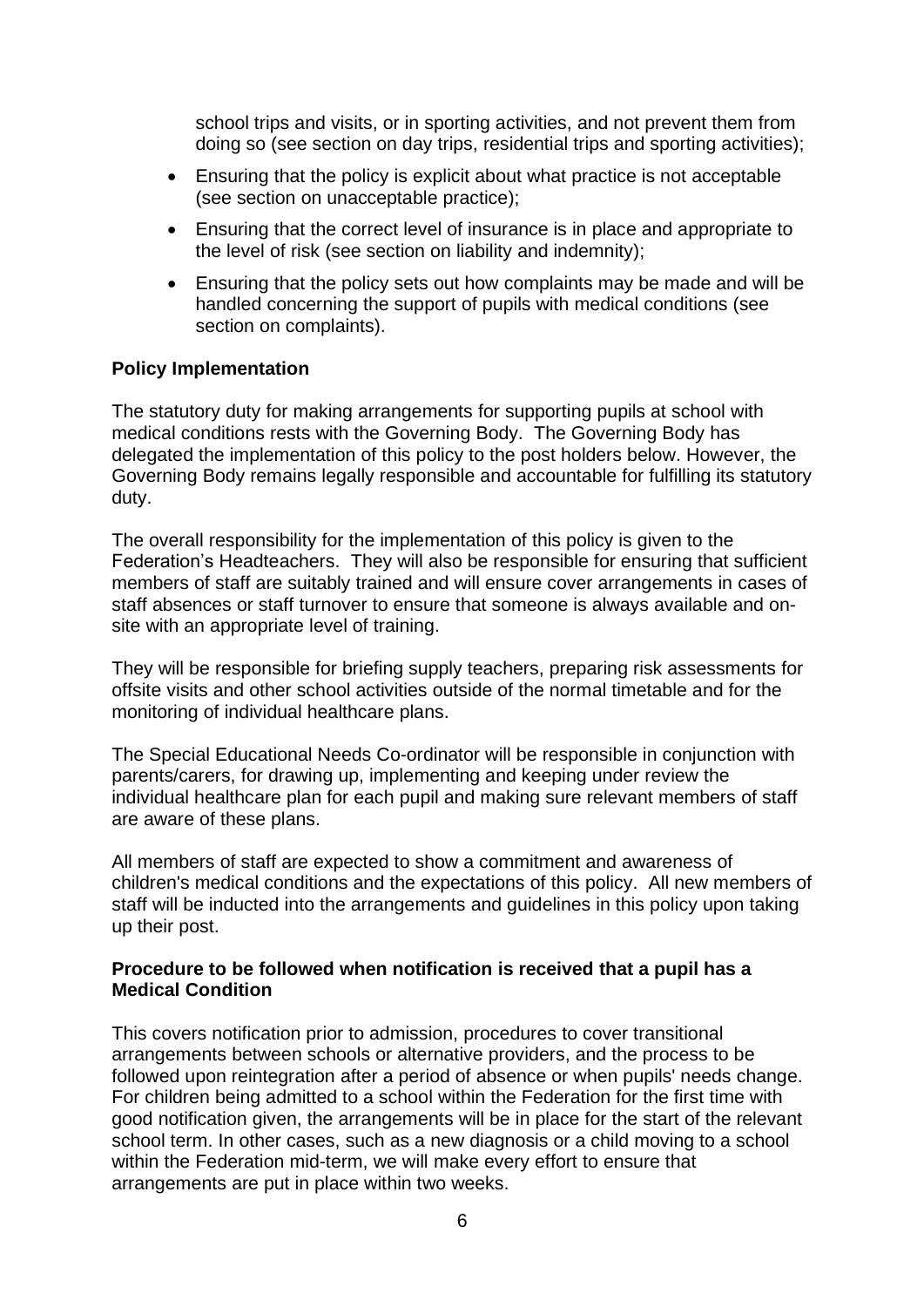school trips and visits, or in sporting activities, and not prevent them from doing so (see section on day trips, residential trips and sporting activities);

- Ensuring that the policy is explicit about what practice is not acceptable (see section on unacceptable practice);
- Ensuring that the correct level of insurance is in place and appropriate to the level of risk (see section on liability and indemnity);
- Ensuring that the policy sets out how complaints may be made and will be handled concerning the support of pupils with medical conditions (see section on complaints).

**Policy Implementation**

The statutory duty for making arrangements for supporting pupils at school with medical conditions rests with the Governing Body. The Governing Body has delegated the implementation of this policy to the post holders below. However, the Governing Body remains legally responsible and accountable for fulfilling its statutory duty.

The overall responsibility for the implementation of this policy is given to the Federation's Headteachers. They will also be responsible for ensuring that sufficient members of staff are suitably trained and will ensure cover arrangements in cases of staff absences or staff turnover to ensure that someone is always available and on-site with an appropriate level of training.

They will be responsible for briefing supply teachers, preparing risk assessments for offsite visits and other school activities outside of the normal timetable and for the monitoring of individual healthcare plans.

The Special Educational Needs Co-ordinator will be responsible in conjunction with parents/carers, for drawing up, implementing and keeping under review the individual healthcare plan for each pupil and making sure relevant members of staff are aware of these plans.

All members of staff are expected to show a commitment and awareness of children's medical conditions and the expectations of this policy. All new members of staff will be inducted into the arrangements and guidelines in this policy upon taking up their post.

**Procedure to be followed when notification is received that a pupil has a Medical Condition**

This covers notification prior to admission, procedures to cover transitional arrangements between schools or alternative providers, and the process to be followed upon reintegration after a period of absence or when pupils' needs change. For children being admitted to a school within the Federation for the first time with good notification given, the arrangements will be in place for the start of the relevant school term. In other cases, such as a new diagnosis or a child moving to a school within the Federation mid-term, we will make every effort to ensure that arrangements are put in place within two weeks.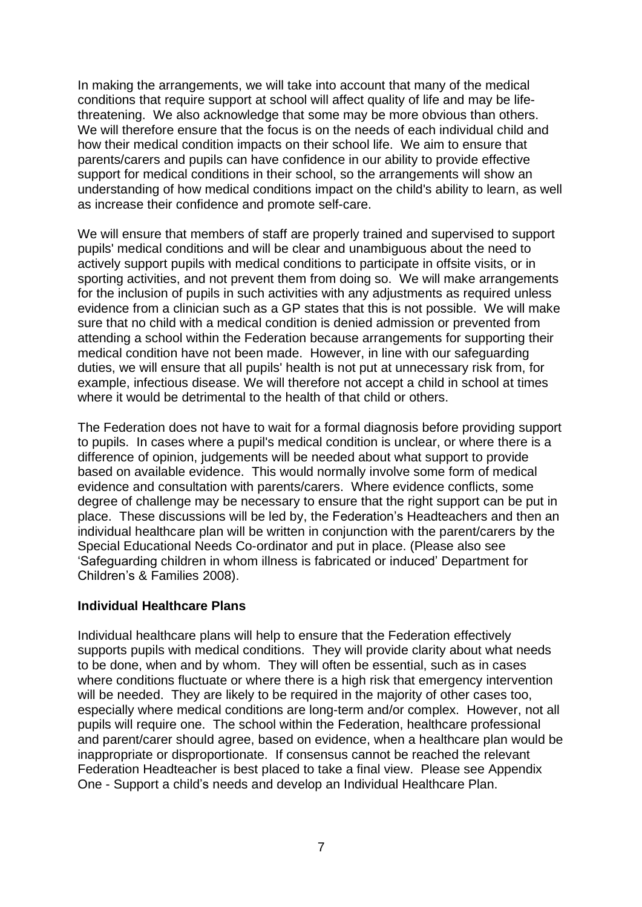In making the arrangements, we will take into account that many of the medical conditions that require support at school will affect quality of life and may be life-threatening. We also acknowledge that some may be more obvious than others. We will therefore ensure that the focus is on the needs of each individual child and how their medical condition impacts on their school life. We aim to ensure that parents/carers and pupils can have confidence in our ability to provide effective support for medical conditions in their school, so the arrangements will show an understanding of how medical conditions impact on the child's ability to learn, as well as increase their confidence and promote self-care.

We will ensure that members of staff are properly trained and supervised to support pupils' medical conditions and will be clear and unambiguous about the need to actively support pupils with medical conditions to participate in offsite visits, or in sporting activities, and not prevent them from doing so. We will make arrangements for the inclusion of pupils in such activities with any adjustments as required unless evidence from a clinician such as a GP states that this is not possible. We will make sure that no child with a medical condition is denied admission or prevented from attending a school within the Federation because arrangements for supporting their medical condition have not been made. However, in line with our safeguarding duties, we will ensure that all pupils' health is not put at unnecessary risk from, for example, infectious disease. We will therefore not accept a child in school at times where it would be detrimental to the health of that child or others.

The Federation does not have to wait for a formal diagnosis before providing support to pupils. In cases where a pupil's medical condition is unclear, or where there is a difference of opinion, judgements will be needed about what support to provide based on available evidence. This would normally involve some form of medical evidence and consultation with parents/carers. Where evidence conflicts, some degree of challenge may be necessary to ensure that the right support can be put in place. These discussions will be led by, the Federation's Headteachers and then an individual healthcare plan will be written in conjunction with the parent/carers by the Special Educational Needs Co-ordinator and put in place. (Please also see 'Safeguarding children in whom illness is fabricated or induced' Department for Children's & Families 2008).

**Individual Healthcare Plans**

Individual healthcare plans will help to ensure that the Federation effectively supports pupils with medical conditions. They will provide clarity about what needs to be done, when and by whom. They will often be essential, such as in cases where conditions fluctuate or where there is a high risk that emergency intervention will be needed. They are likely to be required in the majority of other cases too, especially where medical conditions are long-term and/or complex. However, not all pupils will require one. The school within the Federation, healthcare professional and parent/carer should agree, based on evidence, when a healthcare plan would be inappropriate or disproportionate. If consensus cannot be reached the relevant Federation Headteacher is best placed to take a final view. Please see Appendix One - Support a child's needs and develop an Individual Healthcare Plan.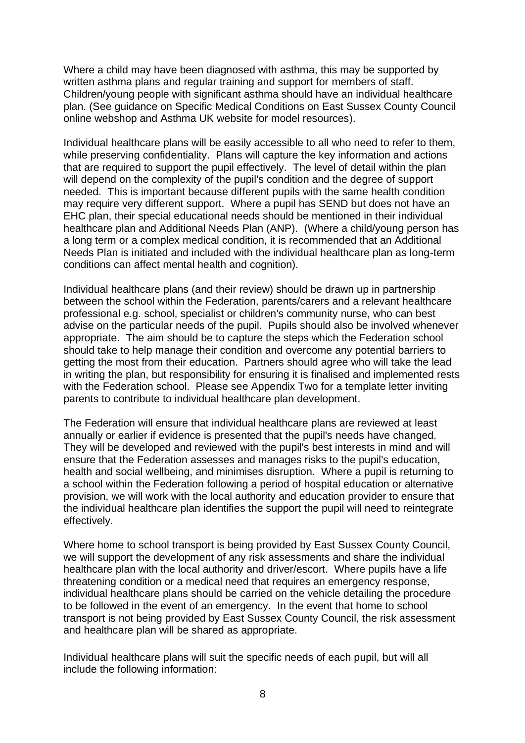Where a child may have been diagnosed with asthma, this may be supported by written asthma plans and regular training and support for members of staff. Children/young people with significant asthma should have an individual healthcare plan. (See guidance on Specific Medical Conditions on East Sussex County Council online webshop and Asthma UK website for model resources).

Individual healthcare plans will be easily accessible to all who need to refer to them, while preserving confidentiality. Plans will capture the key information and actions that are required to support the pupil effectively. The level of detail within the plan will depend on the complexity of the pupil's condition and the degree of support needed. This is important because different pupils with the same health condition may require very different support. Where a pupil has SEND but does not have an EHC plan, their special educational needs should be mentioned in their individual healthcare plan and Additional Needs Plan (ANP). (Where a child/young person has a long term or a complex medical condition, it is recommended that an Additional Needs Plan is initiated and included with the individual healthcare plan as long-term conditions can affect mental health and cognition).

Individual healthcare plans (and their review) should be drawn up in partnership between the school within the Federation, parents/carers and a relevant healthcare professional e.g. school, specialist or children's community nurse, who can best advise on the particular needs of the pupil. Pupils should also be involved whenever appropriate. The aim should be to capture the steps which the Federation school should take to help manage their condition and overcome any potential barriers to getting the most from their education. Partners should agree who will take the lead in writing the plan, but responsibility for ensuring it is finalised and implemented rests with the Federation school. Please see Appendix Two for a template letter inviting parents to contribute to individual healthcare plan development.

The Federation will ensure that individual healthcare plans are reviewed at least annually or earlier if evidence is presented that the pupil's needs have changed. They will be developed and reviewed with the pupil's best interests in mind and will ensure that the Federation assesses and manages risks to the pupil's education, health and social wellbeing, and minimises disruption. Where a pupil is returning to a school within the Federation following a period of hospital education or alternative provision, we will work with the local authority and education provider to ensure that the individual healthcare plan identifies the support the pupil will need to reintegrate effectively.

Where home to school transport is being provided by East Sussex County Council, we will support the development of any risk assessments and share the individual healthcare plan with the local authority and driver/escort. Where pupils have a life threatening condition or a medical need that requires an emergency response, individual healthcare plans should be carried on the vehicle detailing the procedure to be followed in the event of an emergency. In the event that home to school transport is not being provided by East Sussex County Council, the risk assessment and healthcare plan will be shared as appropriate.

Individual healthcare plans will suit the specific needs of each pupil, but will all include the following information: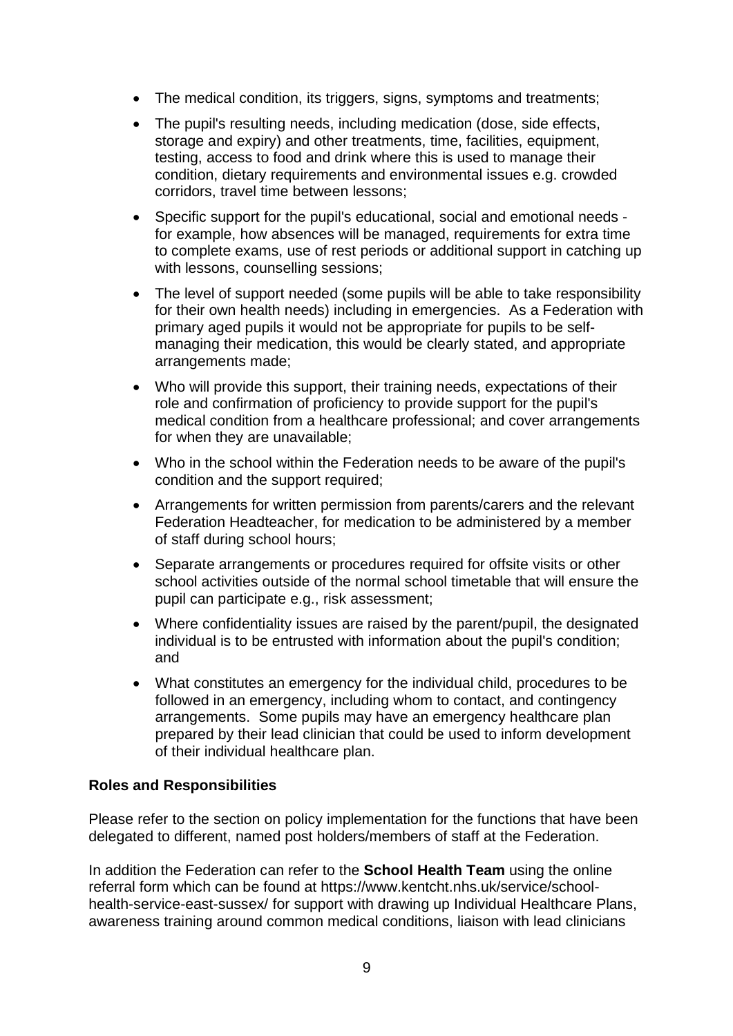- The medical condition, its triggers, signs, symptoms and treatments;
- The pupil's resulting needs, including medication (dose, side effects, storage and expiry) and other treatments, time, facilities, equipment, testing, access to food and drink where this is used to manage their condition, dietary requirements and environmental issues e.g. crowded corridors, travel time between lessons;
- Specific support for the pupil's educational, social and emotional needs - for example, how absences will be managed, requirements for extra time to complete exams, use of rest periods or additional support in catching up with lessons, counselling sessions;
- The level of support needed (some pupils will be able to take responsibility for their own health needs) including in emergencies. As a Federation with primary aged pupils it would not be appropriate for pupils to be self-managing their medication, this would be clearly stated, and appropriate arrangements made;
- Who will provide this support, their training needs, expectations of their role and confirmation of proficiency to provide support for the pupil's medical condition from a healthcare professional; and cover arrangements for when they are unavailable;
- Who in the school within the Federation needs to be aware of the pupil's condition and the support required;
- Arrangements for written permission from parents/carers and the relevant Federation Headteacher, for medication to be administered by a member of staff during school hours;
- Separate arrangements or procedures required for offsite visits or other school activities outside of the normal school timetable that will ensure the pupil can participate e.g., risk assessment;
- Where confidentiality issues are raised by the parent/pupil, the designated individual is to be entrusted with information about the pupil's condition; and
- What constitutes an emergency for the individual child, procedures to be followed in an emergency, including whom to contact, and contingency arrangements. Some pupils may have an emergency healthcare plan prepared by their lead clinician that could be used to inform development of their individual healthcare plan.

**Roles and Responsibilities**

Please refer to the section on policy implementation for the functions that have been delegated to different, named post holders/members of staff at the Federation.

In addition the Federation can refer to the **School Health Team** using the online referral form which can be found at https://www.kentcht.nhs.uk/service/school-health-service-east-sussex/ for support with drawing up Individual Healthcare Plans, awareness training around common medical conditions, liaison with lead clinicians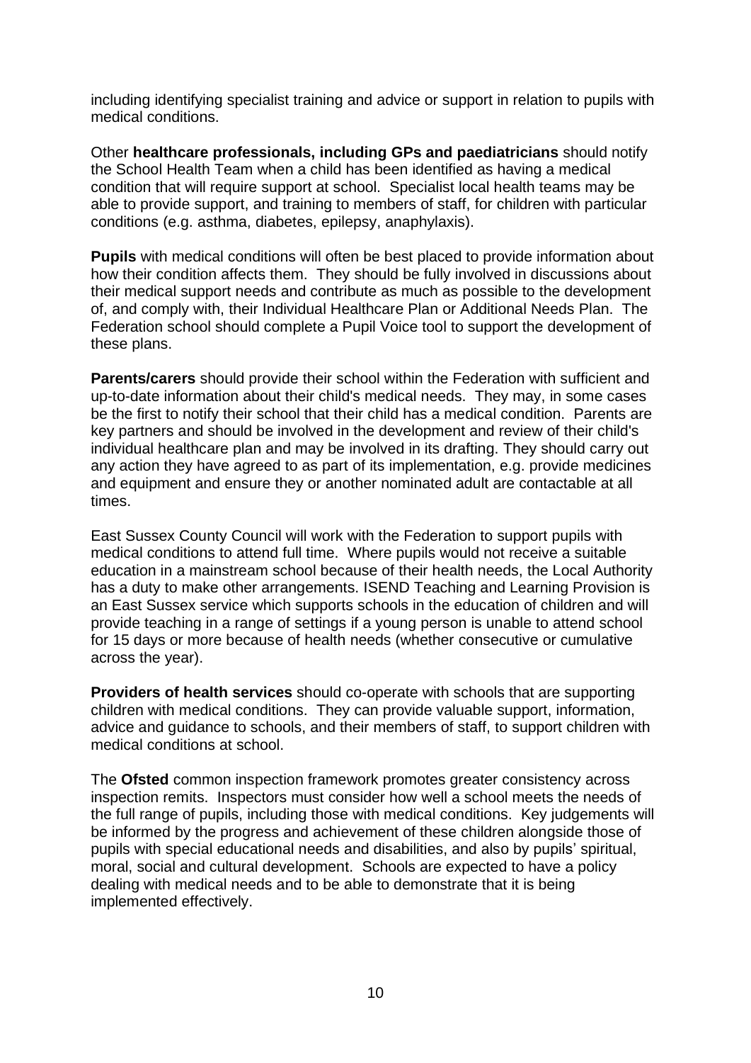including identifying specialist training and advice or support in relation to pupils with medical conditions.

Other **healthcare professionals, including GPs and paediatricians** should notify the School Health Team when a child has been identified as having a medical condition that will require support at school. Specialist local health teams may be able to provide support, and training to members of staff, for children with particular conditions (e.g. asthma, diabetes, epilepsy, anaphylaxis).

**Pupils** with medical conditions will often be best placed to provide information about how their condition affects them. They should be fully involved in discussions about their medical support needs and contribute as much as possible to the development of, and comply with, their Individual Healthcare Plan or Additional Needs Plan. The Federation school should complete a Pupil Voice tool to support the development of these plans.

**Parents/carers** should provide their school within the Federation with sufficient and up-to-date information about their child's medical needs. They may, in some cases be the first to notify their school that their child has a medical condition. Parents are key partners and should be involved in the development and review of their child's individual healthcare plan and may be involved in its drafting. They should carry out any action they have agreed to as part of its implementation, e.g. provide medicines and equipment and ensure they or another nominated adult are contactable at all times.

East Sussex County Council will work with the Federation to support pupils with medical conditions to attend full time. Where pupils would not receive a suitable education in a mainstream school because of their health needs, the Local Authority has a duty to make other arrangements. ISEND Teaching and Learning Provision is an East Sussex service which supports schools in the education of children and will provide teaching in a range of settings if a young person is unable to attend school for 15 days or more because of health needs (whether consecutive or cumulative across the year).

**Providers of health services** should co-operate with schools that are supporting children with medical conditions. They can provide valuable support, information, advice and guidance to schools, and their members of staff, to support children with medical conditions at school.

The **Ofsted** common inspection framework promotes greater consistency across inspection remits. Inspectors must consider how well a school meets the needs of the full range of pupils, including those with medical conditions. Key judgements will be informed by the progress and achievement of these children alongside those of pupils with special educational needs and disabilities, and also by pupils' spiritual, moral, social and cultural development. Schools are expected to have a policy dealing with medical needs and to be able to demonstrate that it is being implemented effectively.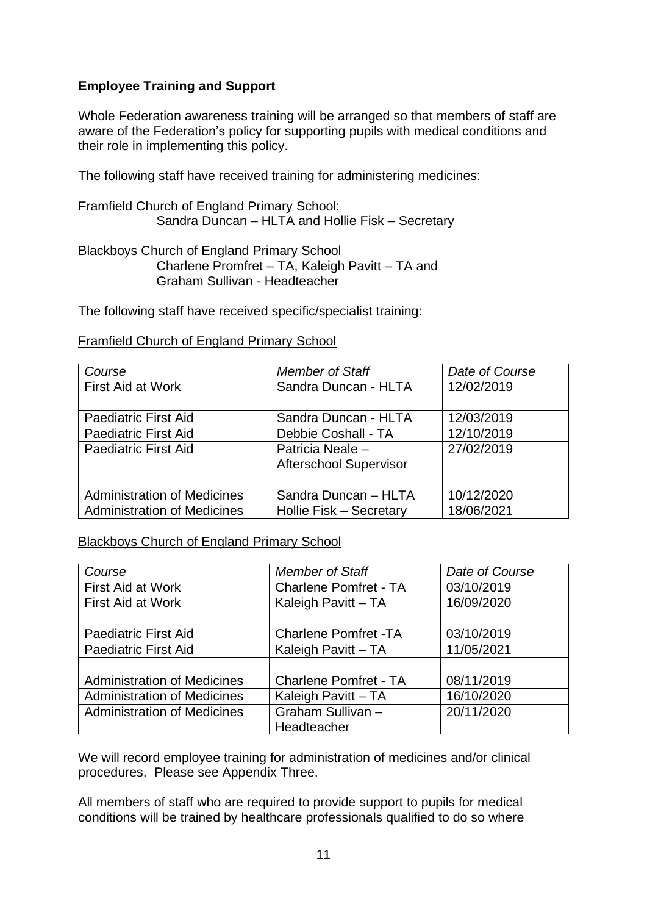**Employee Training and Support**

Whole Federation awareness training will be arranged so that members of staff are aware of the Federation's policy for supporting pupils with medical conditions and their role in implementing this policy.

The following staff have received training for administering medicines:

Framfield Church of England Primary School:
Sandra Duncan – HLTA and Hollie Fisk – Secretary

Blackboys Church of England Primary School
Charlene Promfret – TA, Kaleigh Pavitt – TA and
Graham Sullivan - Headteacher

The following staff have received specific/specialist training:

Framfield Church of England Primary School

| *Course* | *Member of Staff* | *Date of Course* |
|---|---|---|
| First Aid at Work | Sandra Duncan - HLTA | 12/02/2019 |
| | | |
| Paediatric First Aid | Sandra Duncan - HLTA | 12/03/2019 |
| Paediatric First Aid | Debbie Coshall - TA | 12/10/2019 |
| Paediatric First Aid | Patricia Neale – Afterschool Supervisor | 27/02/2019 |
| | | |
| Administration of Medicines | Sandra Duncan – HLTA | 10/12/2020 |
| Administration of Medicines | Hollie Fisk – Secretary | 18/06/2021 |

Blackboys Church of England Primary School

| *Course* | *Member of Staff* | *Date of Course* |
|---|---|---|
| First Aid at Work | Charlene Pomfret - TA | 03/10/2019 |
| First Aid at Work | Kaleigh Pavitt – TA | 16/09/2020 |
| | | |
| Paediatric First Aid | Charlene Pomfret -TA | 03/10/2019 |
| Paediatric First Aid | Kaleigh Pavitt – TA | 11/05/2021 |
| | | |
| Administration of Medicines | Charlene Pomfret - TA | 08/11/2019 |
| Administration of Medicines | Kaleigh Pavitt – TA | 16/10/2020 |
| Administration of Medicines | Graham Sullivan – Headteacher | 20/11/2020 |

We will record employee training for administration of medicines and/or clinical procedures. Please see Appendix Three.

All members of staff who are required to provide support to pupils for medical conditions will be trained by healthcare professionals qualified to do so where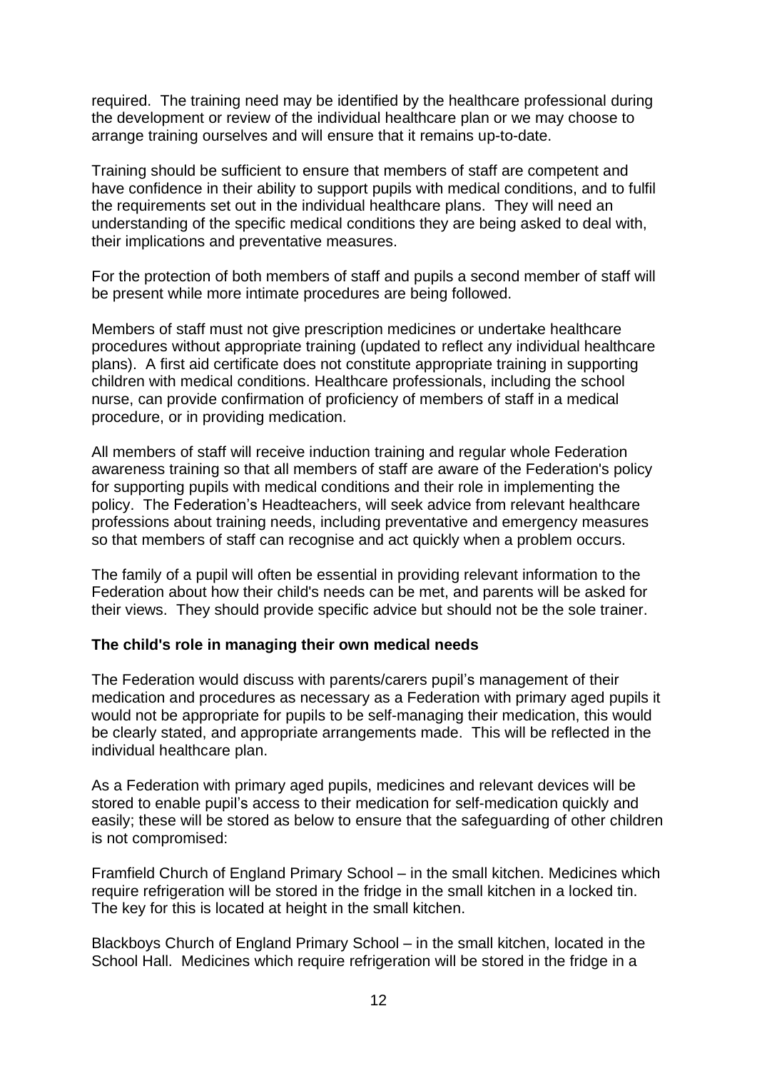required. The training need may be identified by the healthcare professional during the development or review of the individual healthcare plan or we may choose to arrange training ourselves and will ensure that it remains up-to-date.

Training should be sufficient to ensure that members of staff are competent and have confidence in their ability to support pupils with medical conditions, and to fulfil the requirements set out in the individual healthcare plans. They will need an understanding of the specific medical conditions they are being asked to deal with, their implications and preventative measures.

For the protection of both members of staff and pupils a second member of staff will be present while more intimate procedures are being followed.

Members of staff must not give prescription medicines or undertake healthcare procedures without appropriate training (updated to reflect any individual healthcare plans). A first aid certificate does not constitute appropriate training in supporting children with medical conditions. Healthcare professionals, including the school nurse, can provide confirmation of proficiency of members of staff in a medical procedure, or in providing medication.

All members of staff will receive induction training and regular whole Federation awareness training so that all members of staff are aware of the Federation's policy for supporting pupils with medical conditions and their role in implementing the policy. The Federation's Headteachers, will seek advice from relevant healthcare professions about training needs, including preventative and emergency measures so that members of staff can recognise and act quickly when a problem occurs.

The family of a pupil will often be essential in providing relevant information to the Federation about how their child's needs can be met, and parents will be asked for their views. They should provide specific advice but should not be the sole trainer.

**The child's role in managing their own medical needs**

The Federation would discuss with parents/carers pupil's management of their medication and procedures as necessary as a Federation with primary aged pupils it would not be appropriate for pupils to be self-managing their medication, this would be clearly stated, and appropriate arrangements made. This will be reflected in the individual healthcare plan.

As a Federation with primary aged pupils, medicines and relevant devices will be stored to enable pupil's access to their medication for self-medication quickly and easily; these will be stored as below to ensure that the safeguarding of other children is not compromised:

Framfield Church of England Primary School – in the small kitchen. Medicines which require refrigeration will be stored in the fridge in the small kitchen in a locked tin. The key for this is located at height in the small kitchen.

Blackboys Church of England Primary School – in the small kitchen, located in the School Hall. Medicines which require refrigeration will be stored in the fridge in a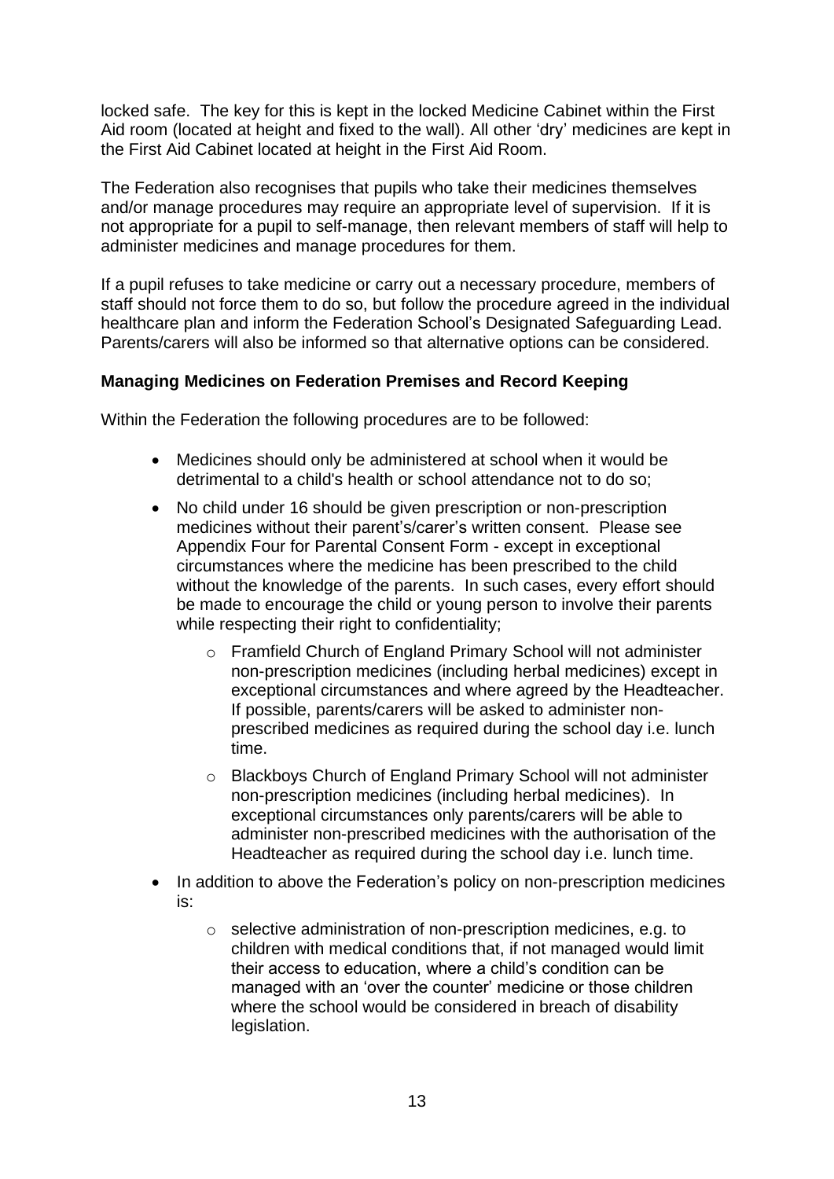locked safe. The key for this is kept in the locked Medicine Cabinet within the First Aid room (located at height and fixed to the wall). All other 'dry' medicines are kept in the First Aid Cabinet located at height in the First Aid Room.

The Federation also recognises that pupils who take their medicines themselves and/or manage procedures may require an appropriate level of supervision. If it is not appropriate for a pupil to self-manage, then relevant members of staff will help to administer medicines and manage procedures for them.

If a pupil refuses to take medicine or carry out a necessary procedure, members of staff should not force them to do so, but follow the procedure agreed in the individual healthcare plan and inform the Federation School's Designated Safeguarding Lead. Parents/carers will also be informed so that alternative options can be considered.

**Managing Medicines on Federation Premises and Record Keeping**

Within the Federation the following procedures are to be followed:

- Medicines should only be administered at school when it would be detrimental to a child's health or school attendance not to do so;
- No child under 16 should be given prescription or non-prescription medicines without their parent's/carer's written consent. Please see Appendix Four for Parental Consent Form - except in exceptional circumstances where the medicine has been prescribed to the child without the knowledge of the parents. In such cases, every effort should be made to encourage the child or young person to involve their parents while respecting their right to confidentiality;
    - Framfield Church of England Primary School will not administer non-prescription medicines (including herbal medicines) except in exceptional circumstances and where agreed by the Headteacher. If possible, parents/carers will be asked to administer non-prescribed medicines as required during the school day i.e. lunch time.
    - Blackboys Church of England Primary School will not administer non-prescription medicines (including herbal medicines). In exceptional circumstances only parents/carers will be able to administer non-prescribed medicines with the authorisation of the Headteacher as required during the school day i.e. lunch time.
- In addition to above the Federation's policy on non-prescription medicines is:
    - selective administration of non-prescription medicines, e.g. to children with medical conditions that, if not managed would limit their access to education, where a child's condition can be managed with an 'over the counter' medicine or those children where the school would be considered in breach of disability legislation.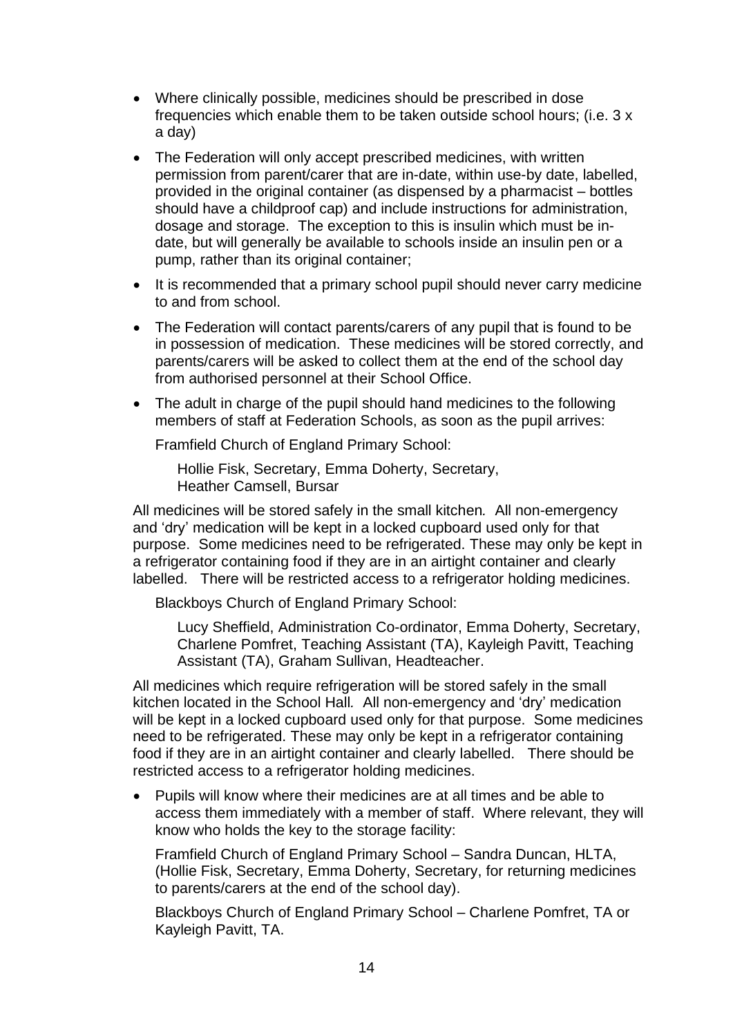- Where clinically possible, medicines should be prescribed in dose frequencies which enable them to be taken outside school hours; (i.e. 3 x a day)
- The Federation will only accept prescribed medicines, with written permission from parent/carer that are in-date, within use-by date, labelled, provided in the original container (as dispensed by a pharmacist – bottles should have a childproof cap) and include instructions for administration, dosage and storage. The exception to this is insulin which must be in-date, but will generally be available to schools inside an insulin pen or a pump, rather than its original container;
- It is recommended that a primary school pupil should never carry medicine to and from school.
- The Federation will contact parents/carers of any pupil that is found to be in possession of medication. These medicines will be stored correctly, and parents/carers will be asked to collect them at the end of the school day from authorised personnel at their School Office.
- The adult in charge of the pupil should hand medicines to the following members of staff at Federation Schools, as soon as the pupil arrives:

  Framfield Church of England Primary School:

    Hollie Fisk, Secretary, Emma Doherty, Secretary,
    Heather Camsell, Bursar

  All medicines will be stored safely in the small kitchen*.* All non-emergency and 'dry' medication will be kept in a locked cupboard used only for that purpose. Some medicines need to be refrigerated. These may only be kept in a refrigerator containing food if they are in an airtight container and clearly labelled. There will be restricted access to a refrigerator holding medicines.

  Blackboys Church of England Primary School:

    Lucy Sheffield, Administration Co-ordinator, Emma Doherty, Secretary, Charlene Pomfret, Teaching Assistant (TA), Kayleigh Pavitt, Teaching Assistant (TA), Graham Sullivan, Headteacher.

  All medicines which require refrigeration will be stored safely in the small kitchen located in the School Hall*.* All non-emergency and 'dry' medication will be kept in a locked cupboard used only for that purpose. Some medicines need to be refrigerated. These may only be kept in a refrigerator containing food if they are in an airtight container and clearly labelled. There should be restricted access to a refrigerator holding medicines.

- Pupils will know where their medicines are at all times and be able to access them immediately with a member of staff. Where relevant, they will know who holds the key to the storage facility:

  Framfield Church of England Primary School – Sandra Duncan, HLTA, (Hollie Fisk, Secretary, Emma Doherty, Secretary, for returning medicines to parents/carers at the end of the school day).

  Blackboys Church of England Primary School – Charlene Pomfret, TA or Kayleigh Pavitt, TA.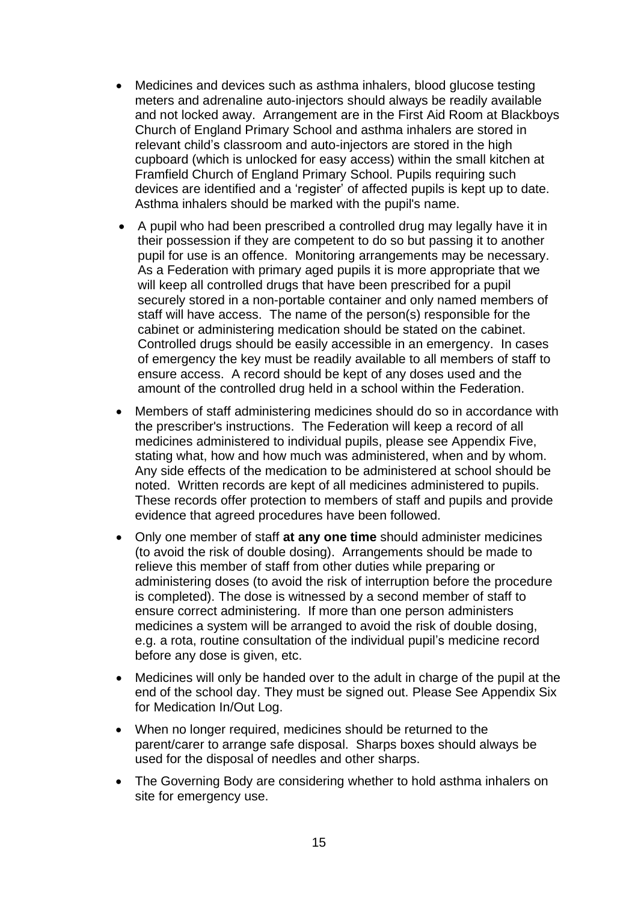- Medicines and devices such as asthma inhalers, blood glucose testing meters and adrenaline auto-injectors should always be readily available and not locked away. Arrangement are in the First Aid Room at Blackboys Church of England Primary School and asthma inhalers are stored in relevant child's classroom and auto-injectors are stored in the high cupboard (which is unlocked for easy access) within the small kitchen at Framfield Church of England Primary School. Pupils requiring such devices are identified and a 'register' of affected pupils is kept up to date. Asthma inhalers should be marked with the pupil's name.
- A pupil who had been prescribed a controlled drug may legally have it in their possession if they are competent to do so but passing it to another pupil for use is an offence. Monitoring arrangements may be necessary. As a Federation with primary aged pupils it is more appropriate that we will keep all controlled drugs that have been prescribed for a pupil securely stored in a non-portable container and only named members of staff will have access. The name of the person(s) responsible for the cabinet or administering medication should be stated on the cabinet. Controlled drugs should be easily accessible in an emergency. In cases of emergency the key must be readily available to all members of staff to ensure access. A record should be kept of any doses used and the amount of the controlled drug held in a school within the Federation.
- Members of staff administering medicines should do so in accordance with the prescriber's instructions. The Federation will keep a record of all medicines administered to individual pupils, please see Appendix Five, stating what, how and how much was administered, when and by whom. Any side effects of the medication to be administered at school should be noted. Written records are kept of all medicines administered to pupils. These records offer protection to members of staff and pupils and provide evidence that agreed procedures have been followed.
- Only one member of staff **at any one time** should administer medicines (to avoid the risk of double dosing). Arrangements should be made to relieve this member of staff from other duties while preparing or administering doses (to avoid the risk of interruption before the procedure is completed). The dose is witnessed by a second member of staff to ensure correct administering. If more than one person administers medicines a system will be arranged to avoid the risk of double dosing, e.g. a rota, routine consultation of the individual pupil's medicine record before any dose is given, etc.
- Medicines will only be handed over to the adult in charge of the pupil at the end of the school day. They must be signed out. Please See Appendix Six for Medication In/Out Log.
- When no longer required, medicines should be returned to the parent/carer to arrange safe disposal. Sharps boxes should always be used for the disposal of needles and other sharps.
- The Governing Body are considering whether to hold asthma inhalers on site for emergency use.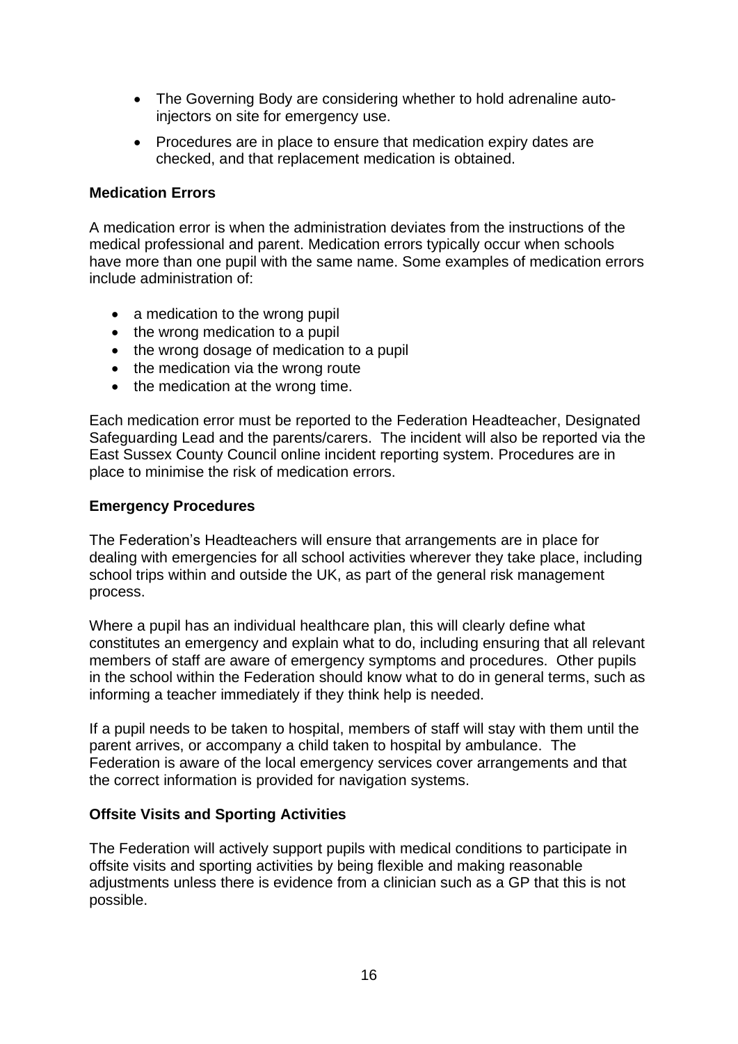- The Governing Body are considering whether to hold adrenaline auto-injectors on site for emergency use.
- Procedures are in place to ensure that medication expiry dates are checked, and that replacement medication is obtained.

**Medication Errors**

A medication error is when the administration deviates from the instructions of the medical professional and parent. Medication errors typically occur when schools have more than one pupil with the same name. Some examples of medication errors include administration of:

- a medication to the wrong pupil
- the wrong medication to a pupil
- the wrong dosage of medication to a pupil
- the medication via the wrong route
- the medication at the wrong time.

Each medication error must be reported to the Federation Headteacher, Designated Safeguarding Lead and the parents/carers. The incident will also be reported via the East Sussex County Council online incident reporting system. Procedures are in place to minimise the risk of medication errors.

**Emergency Procedures**

The Federation's Headteachers will ensure that arrangements are in place for dealing with emergencies for all school activities wherever they take place, including school trips within and outside the UK, as part of the general risk management process.

Where a pupil has an individual healthcare plan, this will clearly define what constitutes an emergency and explain what to do, including ensuring that all relevant members of staff are aware of emergency symptoms and procedures. Other pupils in the school within the Federation should know what to do in general terms, such as informing a teacher immediately if they think help is needed.

If a pupil needs to be taken to hospital, members of staff will stay with them until the parent arrives, or accompany a child taken to hospital by ambulance. The Federation is aware of the local emergency services cover arrangements and that the correct information is provided for navigation systems.

**Offsite Visits and Sporting Activities**

The Federation will actively support pupils with medical conditions to participate in offsite visits and sporting activities by being flexible and making reasonable adjustments unless there is evidence from a clinician such as a GP that this is not possible.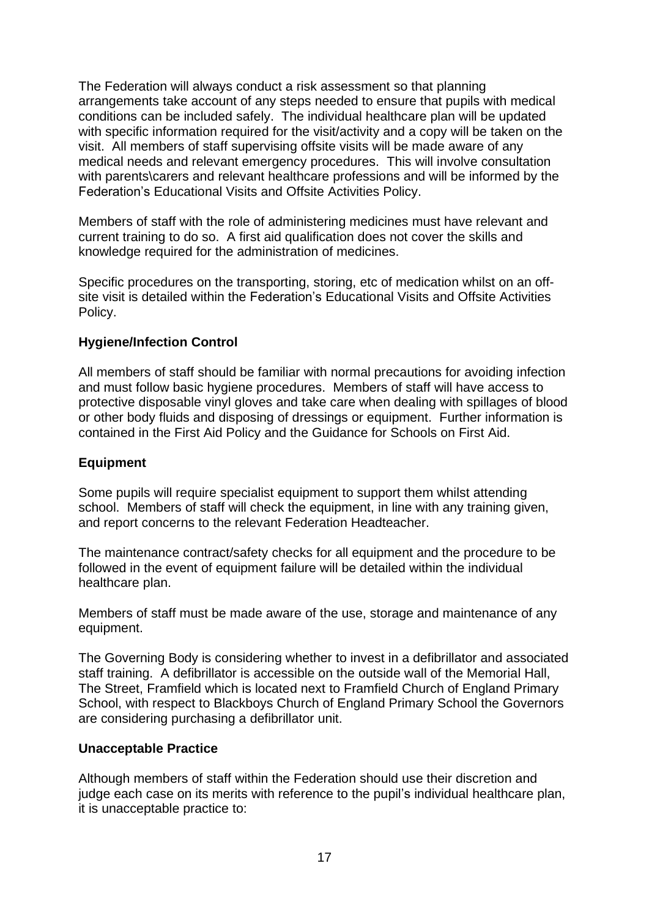The Federation will always conduct a risk assessment so that planning arrangements take account of any steps needed to ensure that pupils with medical conditions can be included safely. The individual healthcare plan will be updated with specific information required for the visit/activity and a copy will be taken on the visit. All members of staff supervising offsite visits will be made aware of any medical needs and relevant emergency procedures. This will involve consultation with parents\carers and relevant healthcare professions and will be informed by the Federation's Educational Visits and Offsite Activities Policy.

Members of staff with the role of administering medicines must have relevant and current training to do so. A first aid qualification does not cover the skills and knowledge required for the administration of medicines.

Specific procedures on the transporting, storing, etc of medication whilst on an off-site visit is detailed within the Federation's Educational Visits and Offsite Activities Policy.

**Hygiene/Infection Control**

All members of staff should be familiar with normal precautions for avoiding infection and must follow basic hygiene procedures. Members of staff will have access to protective disposable vinyl gloves and take care when dealing with spillages of blood or other body fluids and disposing of dressings or equipment. Further information is contained in the First Aid Policy and the Guidance for Schools on First Aid.

**Equipment**

Some pupils will require specialist equipment to support them whilst attending school. Members of staff will check the equipment, in line with any training given, and report concerns to the relevant Federation Headteacher.

The maintenance contract/safety checks for all equipment and the procedure to be followed in the event of equipment failure will be detailed within the individual healthcare plan.

Members of staff must be made aware of the use, storage and maintenance of any equipment.

The Governing Body is considering whether to invest in a defibrillator and associated staff training. A defibrillator is accessible on the outside wall of the Memorial Hall, The Street, Framfield which is located next to Framfield Church of England Primary School, with respect to Blackboys Church of England Primary School the Governors are considering purchasing a defibrillator unit.

**Unacceptable Practice**

Although members of staff within the Federation should use their discretion and judge each case on its merits with reference to the pupil's individual healthcare plan, it is unacceptable practice to: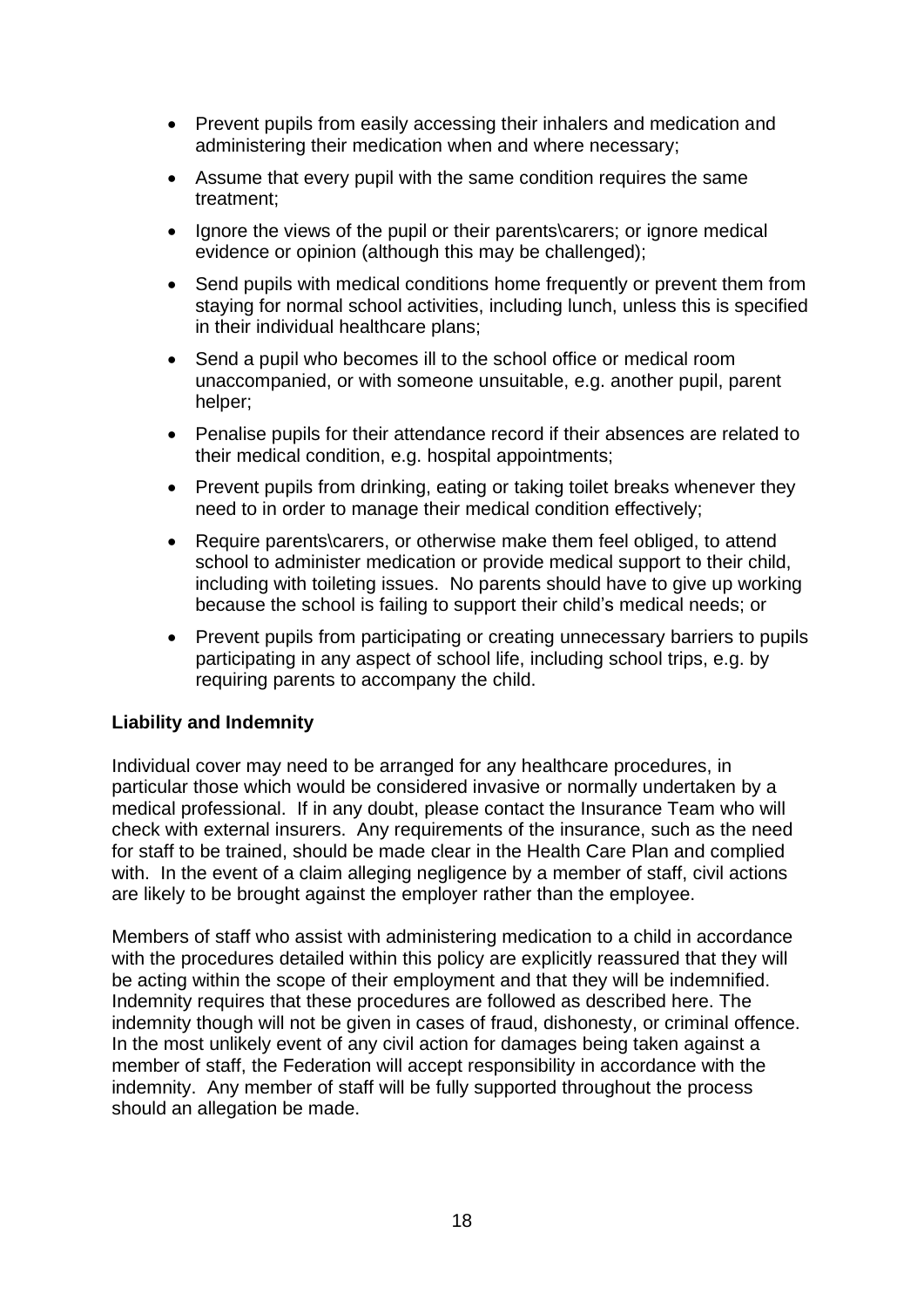- Prevent pupils from easily accessing their inhalers and medication and administering their medication when and where necessary;
- Assume that every pupil with the same condition requires the same treatment;
- Ignore the views of the pupil or their parents\carers; or ignore medical evidence or opinion (although this may be challenged);
- Send pupils with medical conditions home frequently or prevent them from staying for normal school activities, including lunch, unless this is specified in their individual healthcare plans;
- Send a pupil who becomes ill to the school office or medical room unaccompanied, or with someone unsuitable, e.g. another pupil, parent helper;
- Penalise pupils for their attendance record if their absences are related to their medical condition, e.g. hospital appointments;
- Prevent pupils from drinking, eating or taking toilet breaks whenever they need to in order to manage their medical condition effectively;
- Require parents\carers, or otherwise make them feel obliged, to attend school to administer medication or provide medical support to their child, including with toileting issues. No parents should have to give up working because the school is failing to support their child's medical needs; or
- Prevent pupils from participating or creating unnecessary barriers to pupils participating in any aspect of school life, including school trips, e.g. by requiring parents to accompany the child.

**Liability and Indemnity**

Individual cover may need to be arranged for any healthcare procedures, in particular those which would be considered invasive or normally undertaken by a medical professional. If in any doubt, please contact the Insurance Team who will check with external insurers. Any requirements of the insurance, such as the need for staff to be trained, should be made clear in the Health Care Plan and complied with. In the event of a claim alleging negligence by a member of staff, civil actions are likely to be brought against the employer rather than the employee.

Members of staff who assist with administering medication to a child in accordance with the procedures detailed within this policy are explicitly reassured that they will be acting within the scope of their employment and that they will be indemnified. Indemnity requires that these procedures are followed as described here. The indemnity though will not be given in cases of fraud, dishonesty, or criminal offence. In the most unlikely event of any civil action for damages being taken against a member of staff, the Federation will accept responsibility in accordance with the indemnity. Any member of staff will be fully supported throughout the process should an allegation be made.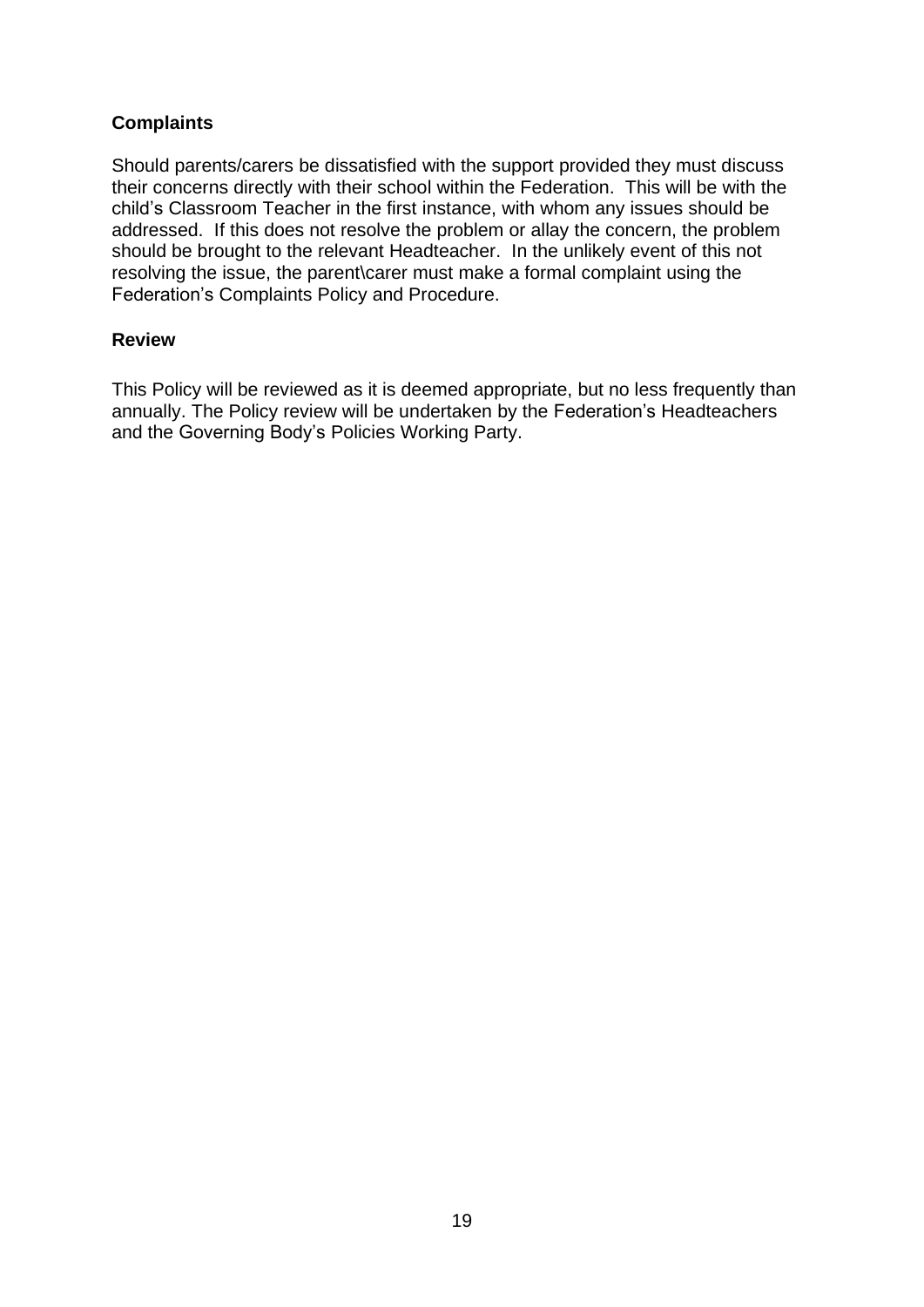**Complaints**

Should parents/carers be dissatisfied with the support provided they must discuss their concerns directly with their school within the Federation. This will be with the child's Classroom Teacher in the first instance, with whom any issues should be addressed. If this does not resolve the problem or allay the concern, the problem should be brought to the relevant Headteacher. In the unlikely event of this not resolving the issue, the parent\carer must make a formal complaint using the Federation's Complaints Policy and Procedure.

**Review**

This Policy will be reviewed as it is deemed appropriate, but no less frequently than annually. The Policy review will be undertaken by the Federation's Headteachers and the Governing Body's Policies Working Party.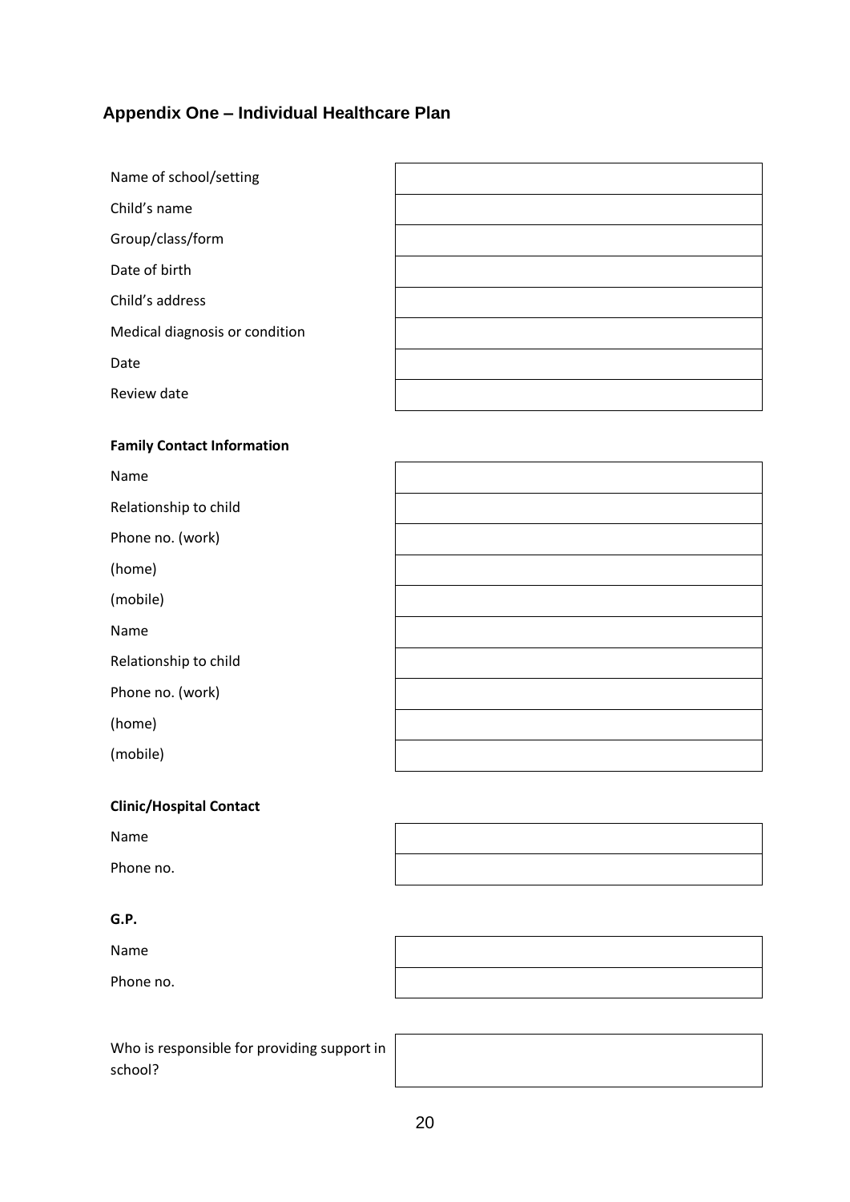## Appendix One – Individual Healthcare Plan

| | |
|---|---|
| Name of school/setting | |
| Child's name | |
| Group/class/form | |
| Date of birth | |
| Child's address | |
| Medical diagnosis or condition | |
| Date | |
| Review date | |

**Family Contact Information**

| | |
|---|---|
| Name | |
| Relationship to child | |
| Phone no. (work) | |
| (home) | |
| (mobile) | |
| Name | |
| Relationship to child | |
| Phone no. (work) | |
| (home) | |
| (mobile) | |

**Clinic/Hospital Contact**

| | |
|---|---|
| Name | |
| Phone no. | |

**G.P.**

| | |
|---|---|
| Name | |
| Phone no. | |

| | |
|---|---|
| Who is responsible for providing support in school? | |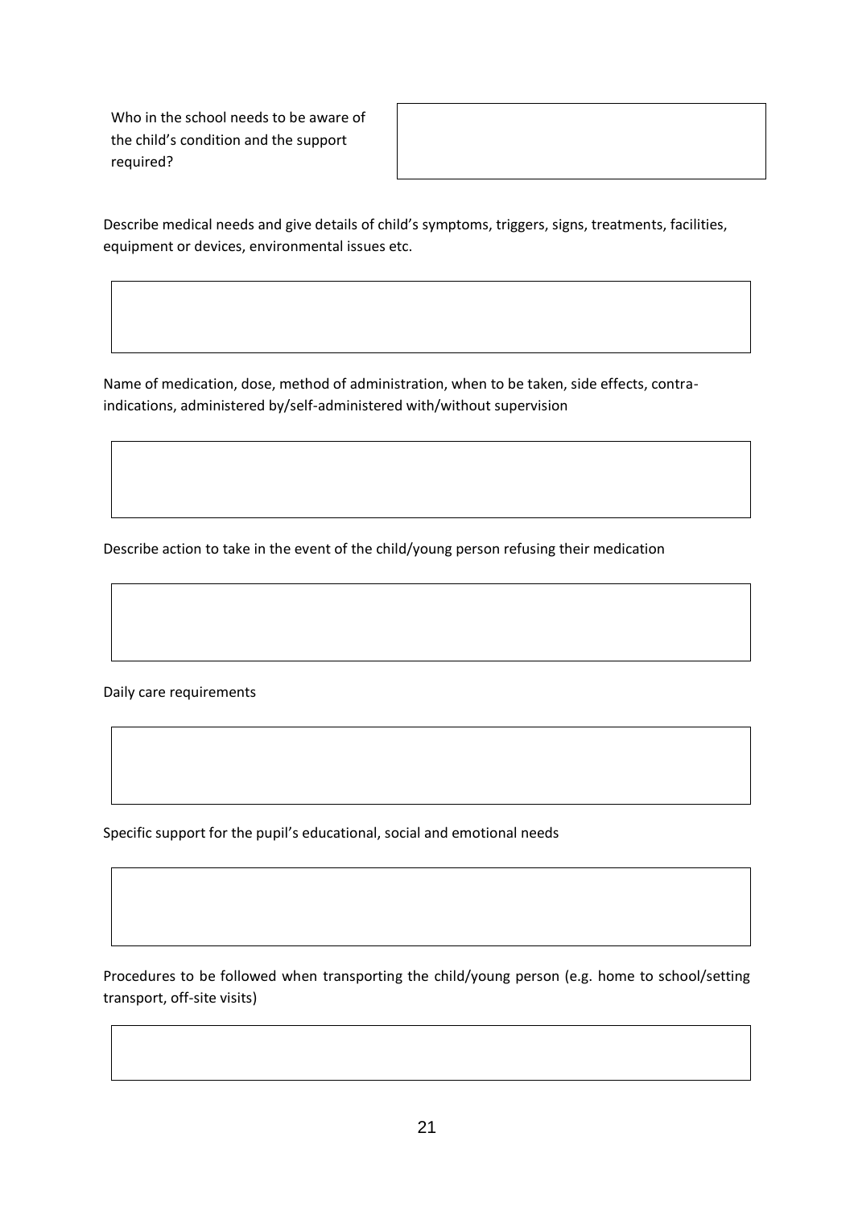| Who in the school needs to be aware of the child's condition and the support required? | |
|---|---|

Describe medical needs and give details of child's symptoms, triggers, signs, treatments, facilities, equipment or devices, environmental issues etc.

| |
|---|

Name of medication, dose, method of administration, when to be taken, side effects, contra-indications, administered by/self-administered with/without supervision

| |
|---|

Describe action to take in the event of the child/young person refusing their medication

| |
|---|

Daily care requirements

| |
|---|

Specific support for the pupil's educational, social and emotional needs

| |
|---|

Procedures to be followed when transporting the child/young person (e.g. home to school/setting transport, off-site visits)

| |
|---|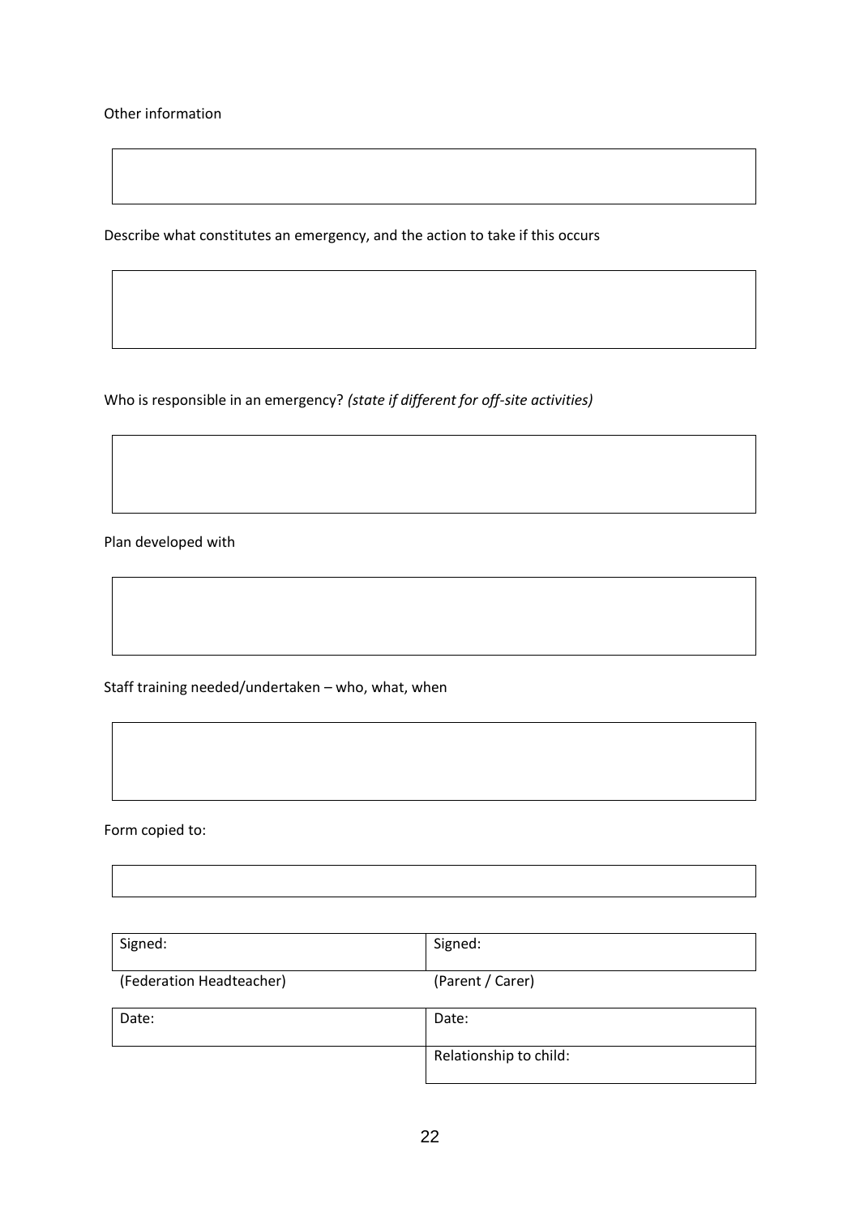Other information

| |
|---|
| |

Describe what constitutes an emergency, and the action to take if this occurs

| |
|---|
| |

Who is responsible in an emergency? *(state if different for off-site activities)*

| |
|---|
| |

Plan developed with

| |
|---|
| |

Staff training needed/undertaken – who, what, when

| |
|---|
| |

Form copied to:

| |
|---|
| |

| Signed: | Signed: |
|---|---|
| (Federation Headteacher) | (Parent / Carer) |
| Date: | Date: |
| | Relationship to child: |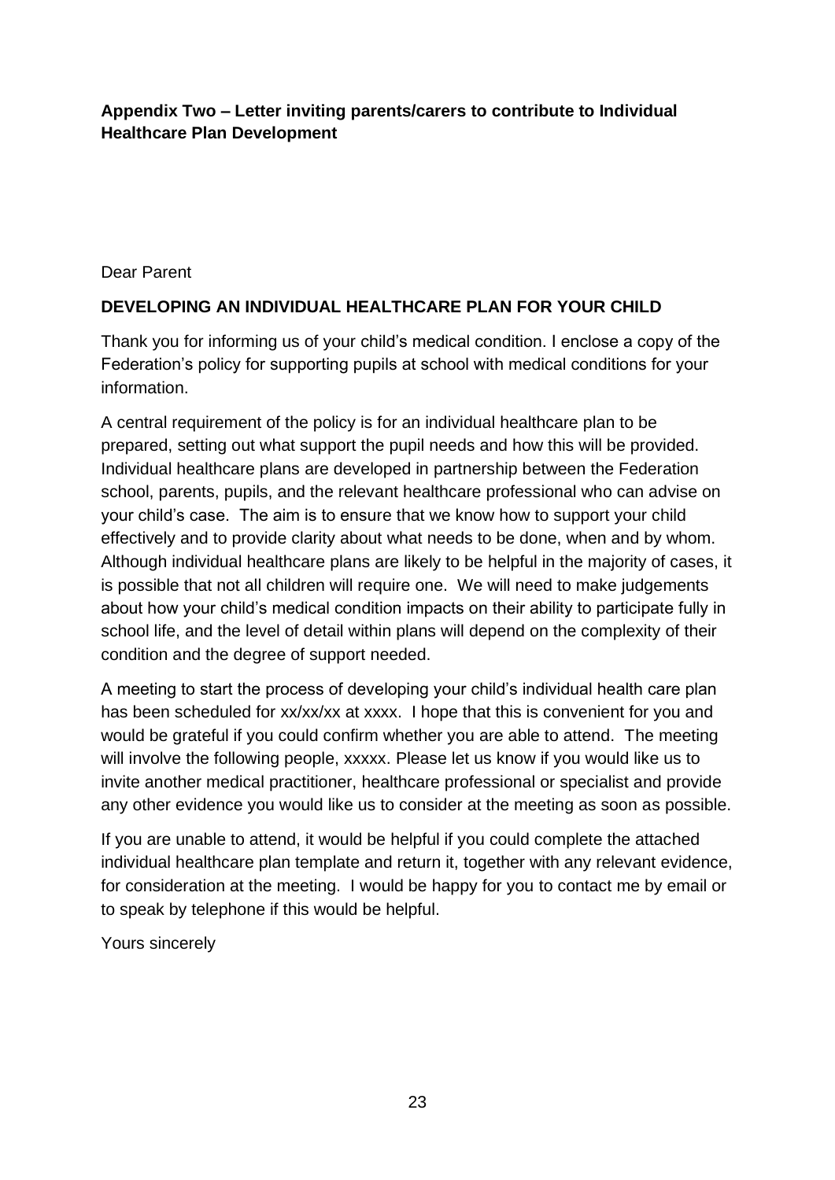**Appendix Two – Letter inviting parents/carers to contribute to Individual Healthcare Plan Development**

Dear Parent

**DEVELOPING AN INDIVIDUAL HEALTHCARE PLAN FOR YOUR CHILD**

Thank you for informing us of your child's medical condition. I enclose a copy of the Federation's policy for supporting pupils at school with medical conditions for your information.

A central requirement of the policy is for an individual healthcare plan to be prepared, setting out what support the pupil needs and how this will be provided. Individual healthcare plans are developed in partnership between the Federation school, parents, pupils, and the relevant healthcare professional who can advise on your child's case. The aim is to ensure that we know how to support your child effectively and to provide clarity about what needs to be done, when and by whom. Although individual healthcare plans are likely to be helpful in the majority of cases, it is possible that not all children will require one. We will need to make judgements about how your child's medical condition impacts on their ability to participate fully in school life, and the level of detail within plans will depend on the complexity of their condition and the degree of support needed.

A meeting to start the process of developing your child's individual health care plan has been scheduled for xx/xx/xx at xxxx. I hope that this is convenient for you and would be grateful if you could confirm whether you are able to attend. The meeting will involve the following people, xxxxx. Please let us know if you would like us to invite another medical practitioner, healthcare professional or specialist and provide any other evidence you would like us to consider at the meeting as soon as possible.

If you are unable to attend, it would be helpful if you could complete the attached individual healthcare plan template and return it, together with any relevant evidence, for consideration at the meeting. I would be happy for you to contact me by email or to speak by telephone if this would be helpful.

Yours sincerely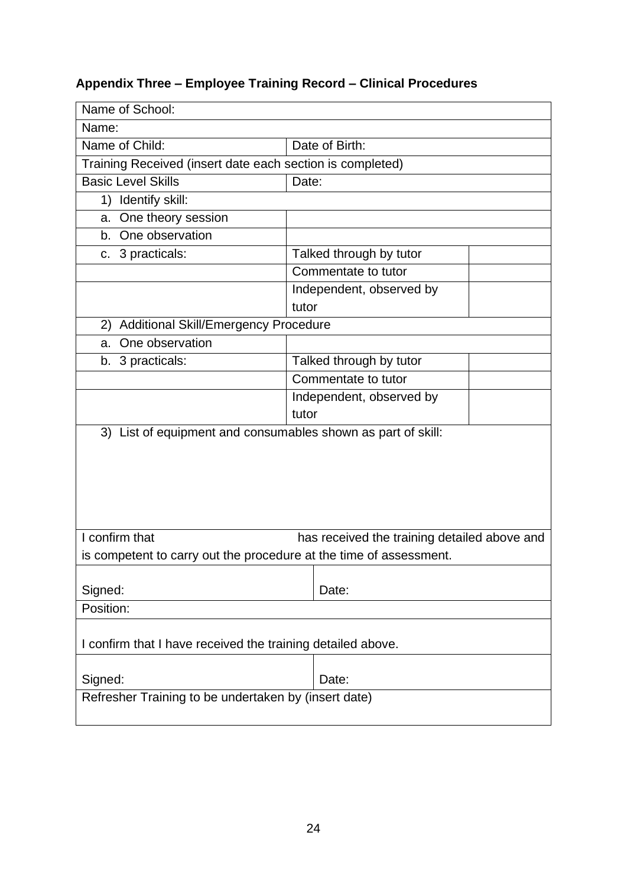**Appendix Three – Employee Training Record – Clinical Procedures**

| | | |
|---|---|---|
| Name of School: | | |
| Name: | | |
| Name of Child: | Date of Birth: | |
| Training Received (insert date each section is completed) | | |
| Basic Level Skills | Date: | |
| 1) Identify skill: | | |
| a. One theory session | | |
| b. One observation | | |
| c. 3 practicals: | Talked through by tutor | |
| | Commentate to tutor | |
| | Independent, observed by tutor | |
| 2) Additional Skill/Emergency Procedure | | |
| a. One observation | | |
| b. 3 practicals: | Talked through by tutor | |
| | Commentate to tutor | |
| | Independent, observed by tutor | |
| 3) List of equipment and consumables shown as part of skill: | | |
| I confirm that has received the training detailed above and is competent to carry out the procedure at the time of assessment. | | |
| Signed: | Date: | |
| Position: | | |
| I confirm that I have received the training detailed above. | | |
| Signed: | Date: | |
| Refresher Training to be undertaken by (insert date) | | |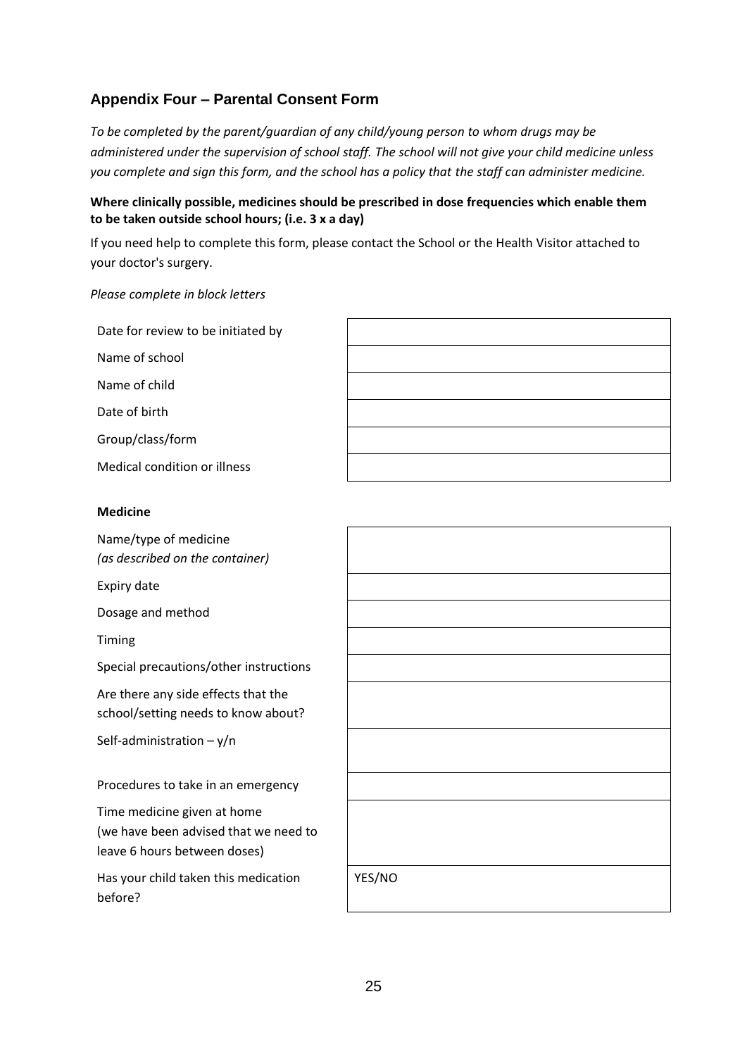## Appendix Four – Parental Consent Form

*To be completed by the parent/guardian of any child/young person to whom drugs may be administered under the supervision of school staff. The school will not give your child medicine unless you complete and sign this form, and the school has a policy that the staff can administer medicine.*

**Where clinically possible, medicines should be prescribed in dose frequencies which enable them to be taken outside school hours; (i.e. 3 x a day)**

If you need help to complete this form, please contact the School or the Health Visitor attached to your doctor's surgery.

*Please complete in block letters*

| | |
|---|---|
| Date for review to be initiated by | |
| Name of school | |
| Name of child | |
| Date of birth | |
| Group/class/form | |
| Medical condition or illness | |

**Medicine**

| | |
|---|---|
| Name/type of medicine *(as described on the container)* | |
| Expiry date | |
| Dosage and method | |
| Timing | |
| Special precautions/other instructions | |
| Are there any side effects that the school/setting needs to know about? | |
| Self-administration – y/n | |
| Procedures to take in an emergency | |
| Time medicine given at home (we have been advised that we need to leave 6 hours between doses) | |
| Has your child taken this medication before? | YES/NO |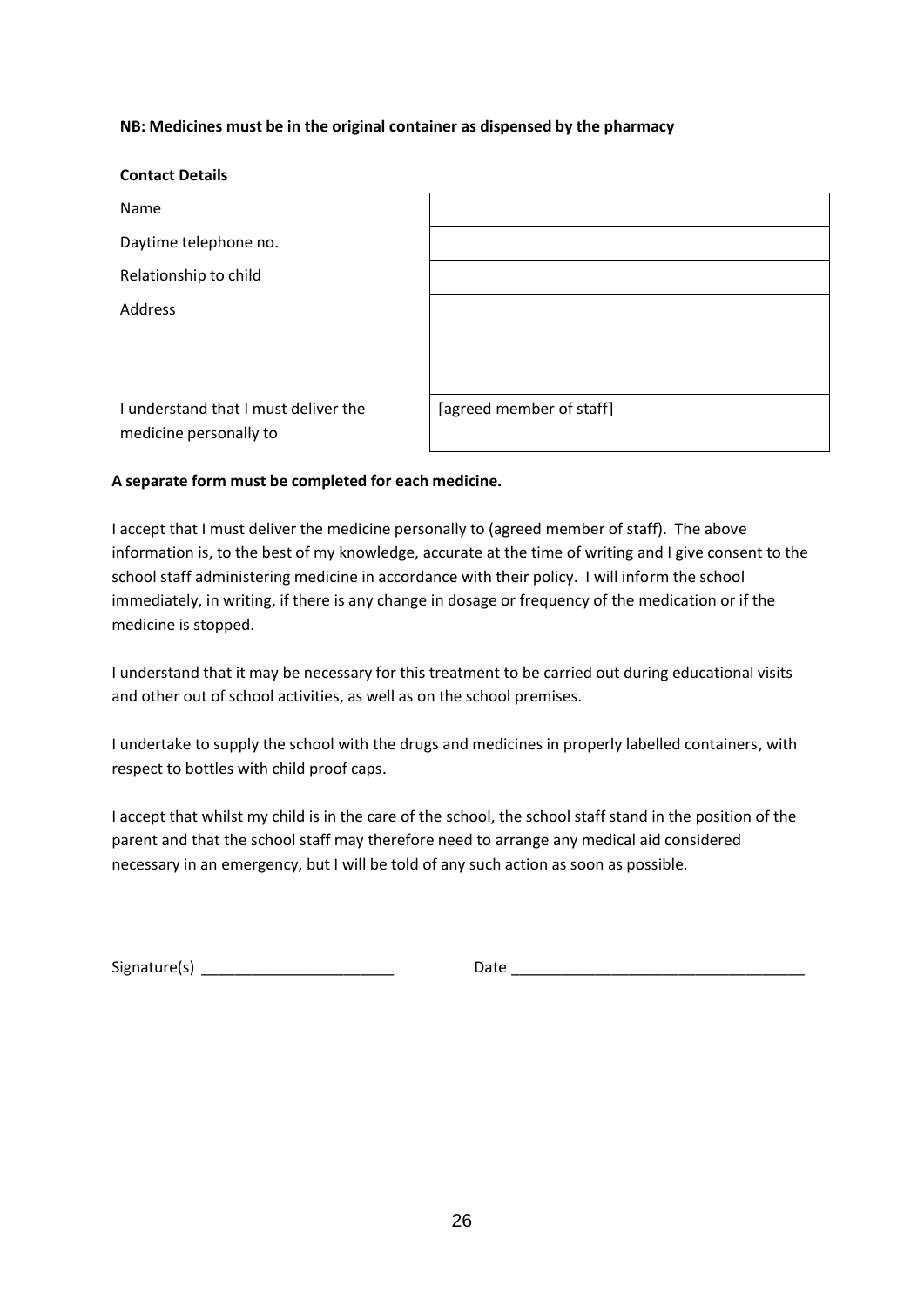**NB: Medicines must be in the original container as dispensed by the pharmacy**

**Contact Details**

| | |
|---|---|
| Name | |
| Daytime telephone no. | |
| Relationship to child | |
| Address | |
| I understand that I must deliver the medicine personally to | [agreed member of staff] |

**A separate form must be completed for each medicine.**

I accept that I must deliver the medicine personally to (agreed member of staff). The above information is, to the best of my knowledge, accurate at the time of writing and I give consent to the school staff administering medicine in accordance with their policy. I will inform the school immediately, in writing, if there is any change in dosage or frequency of the medication or if the medicine is stopped.

I understand that it may be necessary for this treatment to be carried out during educational visits and other out of school activities, as well as on the school premises.

I undertake to supply the school with the drugs and medicines in properly labelled containers, with respect to bottles with child proof caps.

I accept that whilst my child is in the care of the school, the school staff stand in the position of the parent and that the school staff may therefore need to arrange any medical aid considered necessary in an emergency, but I will be told of any such action as soon as possible.

Signature(s) ______________________ Date __________________________________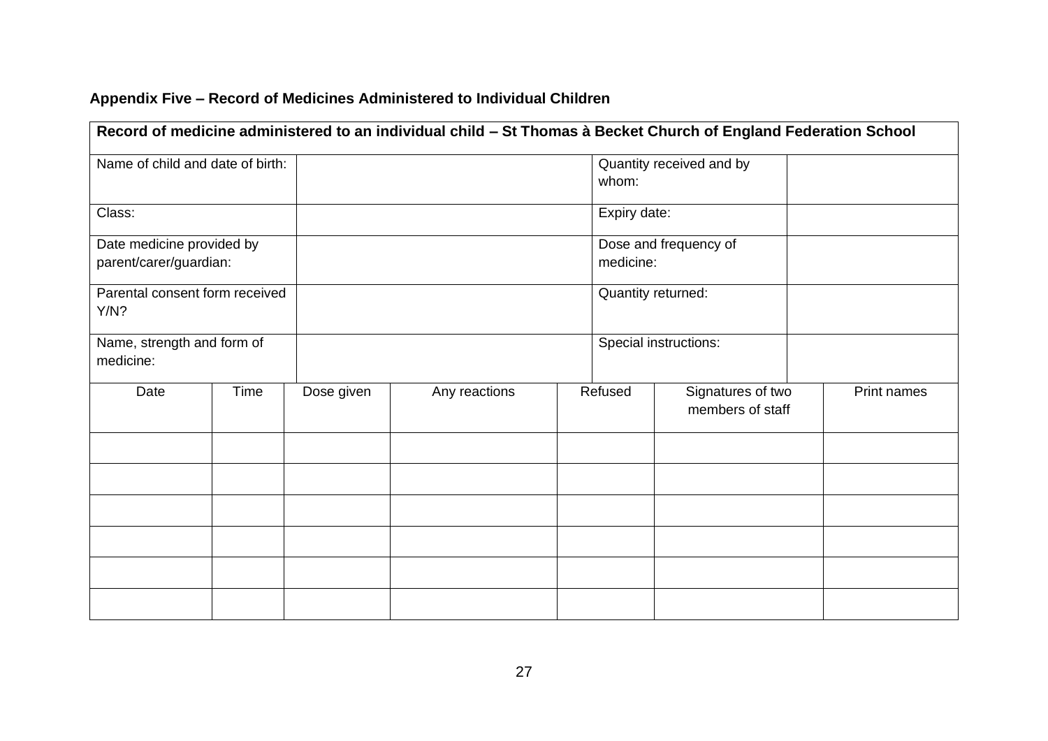### Appendix Five – Record of Medicines Administered to Individual Children

**Record of medicine administered to an individual child – St Thomas à Becket Church of England Federation School**

| | | | |
|---|---|---|---|
| Name of child and date of birth: | | Quantity received and by whom: | |
| Class: | | Expiry date: | |
| Date medicine provided by parent/carer/guardian: | | Dose and frequency of medicine: | |
| Parental consent form received Y/N? | | Quantity returned: | |
| Name, strength and form of medicine: | | Special instructions: | |

| Date | Time | Dose given | Any reactions | Refused | Signatures of two members of staff | Print names |
|---|---|---|---|---|---|---|
| | | | | | | |
| | | | | | | |
| | | | | | | |
| | | | | | | |
| | | | | | | |
| | | | | | | |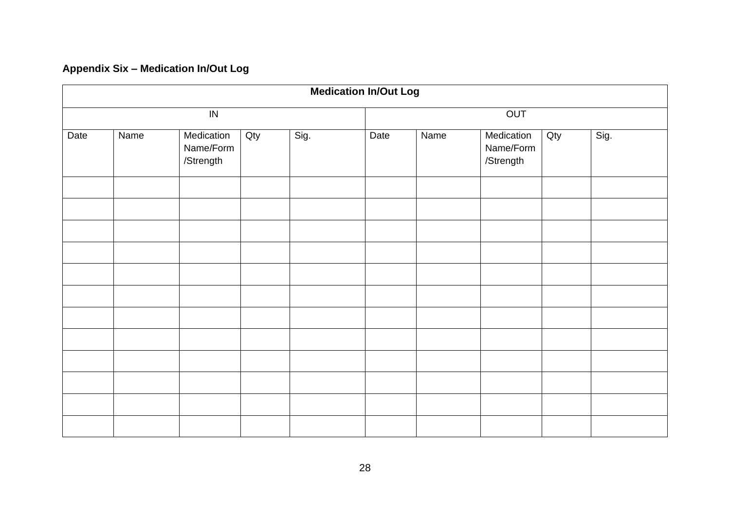**Appendix Six – Medication In/Out Log**

| **Medication In/Out Log** | | | | | | | | | |
|---|---|---|---|---|---|---|---|---|---|
| IN | | | | | OUT | | | | |
| Date | Name | Medication Name/Form /Strength | Qty | Sig. | Date | Name | Medication Name/Form /Strength | Qty | Sig. |
| | | | | | | | | | |
| | | | | | | | | | |
| | | | | | | | | | |
| | | | | | | | | | |
| | | | | | | | | | |
| | | | | | | | | | |
| | | | | | | | | | |
| | | | | | | | | | |
| | | | | | | | | | |
| | | | | | | | | | |
| | | | | | | | | | |
| | | | | | | | | | |